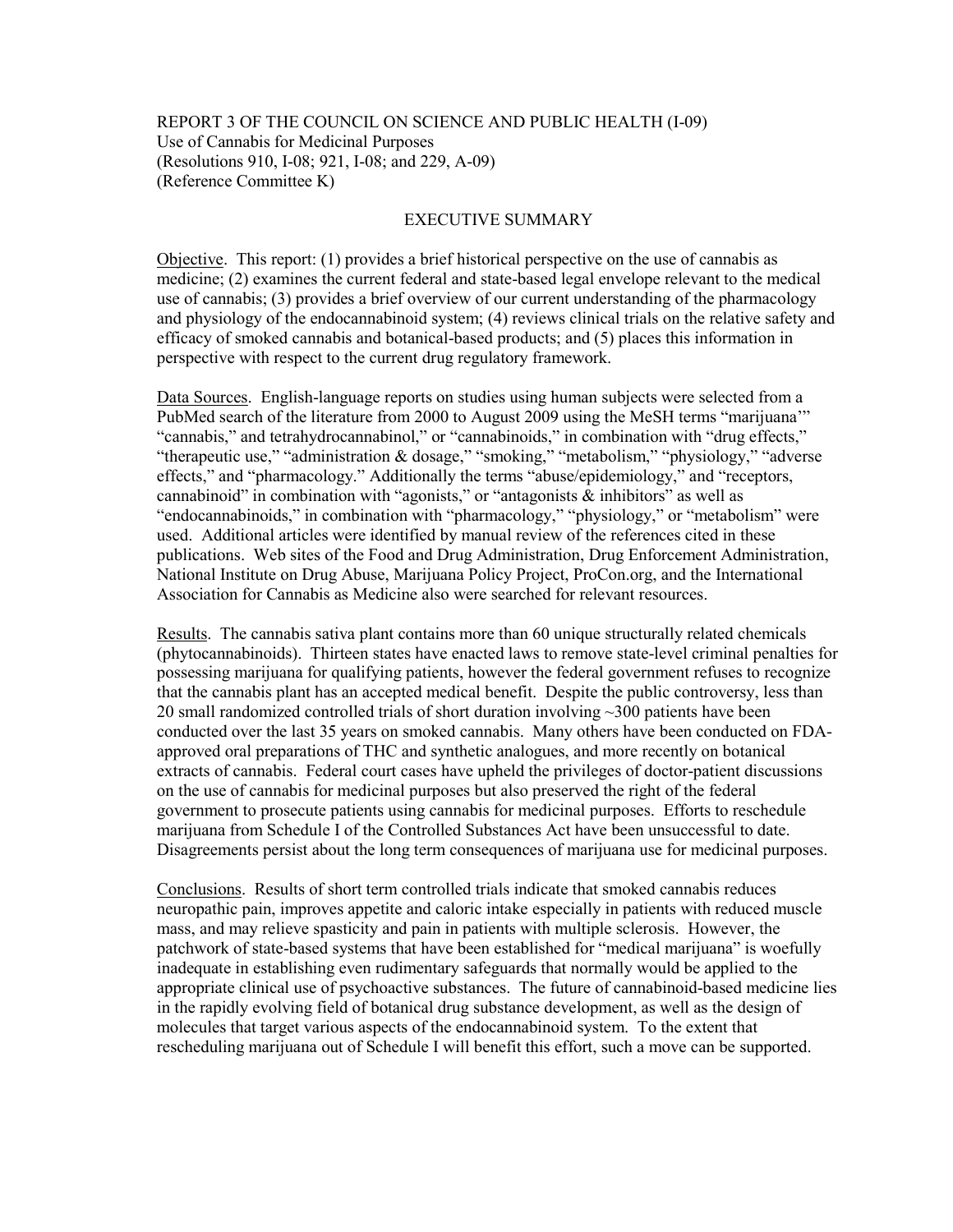REPORT 3 OF THE COUNCIL ON SCIENCE AND PUBLIC HEALTH (I-09)
Use of Cannabis for Medicinal Purposes
(Resolutions 910, I-08; 921, I-08; and 229, A-09)
(Reference Committee K)

## EXECUTIVE SUMMARY

Objective. This report: (1) provides a brief historical perspective on the use of cannabis as medicine; (2) examines the current federal and state-based legal envelope relevant to the medical use of cannabis; (3) provides a brief overview of our current understanding of the pharmacology and physiology of the endocannabinoid system; (4) reviews clinical trials on the relative safety and efficacy of smoked cannabis and botanical-based products; and (5) places this information in perspective with respect to the current drug regulatory framework.

Data Sources. English-language reports on studies using human subjects were selected from a PubMed search of the literature from 2000 to August 2009 using the MeSH terms "marijuana'" "cannabis," and tetrahydrocannabinol," or "cannabinoids," in combination with "drug effects," "therapeutic use," "administration & dosage," "smoking," "metabolism," "physiology," "adverse effects," and "pharmacology." Additionally the terms "abuse/epidemiology," and "receptors, cannabinoid" in combination with "agonists," or "antagonists & inhibitors" as well as "endocannabinoids," in combination with "pharmacology," "physiology," or "metabolism" were used. Additional articles were identified by manual review of the references cited in these publications. Web sites of the Food and Drug Administration, Drug Enforcement Administration, National Institute on Drug Abuse, Marijuana Policy Project, ProCon.org, and the International Association for Cannabis as Medicine also were searched for relevant resources.

Results. The cannabis sativa plant contains more than 60 unique structurally related chemicals (phytocannabinoids). Thirteen states have enacted laws to remove state-level criminal penalties for possessing marijuana for qualifying patients, however the federal government refuses to recognize that the cannabis plant has an accepted medical benefit. Despite the public controversy, less than 20 small randomized controlled trials of short duration involving ~300 patients have been conducted over the last 35 years on smoked cannabis. Many others have been conducted on FDA-approved oral preparations of THC and synthetic analogues, and more recently on botanical extracts of cannabis. Federal court cases have upheld the privileges of doctor-patient discussions on the use of cannabis for medicinal purposes but also preserved the right of the federal government to prosecute patients using cannabis for medicinal purposes. Efforts to reschedule marijuana from Schedule I of the Controlled Substances Act have been unsuccessful to date. Disagreements persist about the long term consequences of marijuana use for medicinal purposes.

Conclusions. Results of short term controlled trials indicate that smoked cannabis reduces neuropathic pain, improves appetite and caloric intake especially in patients with reduced muscle mass, and may relieve spasticity and pain in patients with multiple sclerosis. However, the patchwork of state-based systems that have been established for "medical marijuana" is woefully inadequate in establishing even rudimentary safeguards that normally would be applied to the appropriate clinical use of psychoactive substances. The future of cannabinoid-based medicine lies in the rapidly evolving field of botanical drug substance development, as well as the design of molecules that target various aspects of the endocannabinoid system. To the extent that rescheduling marijuana out of Schedule I will benefit this effort, such a move can be supported.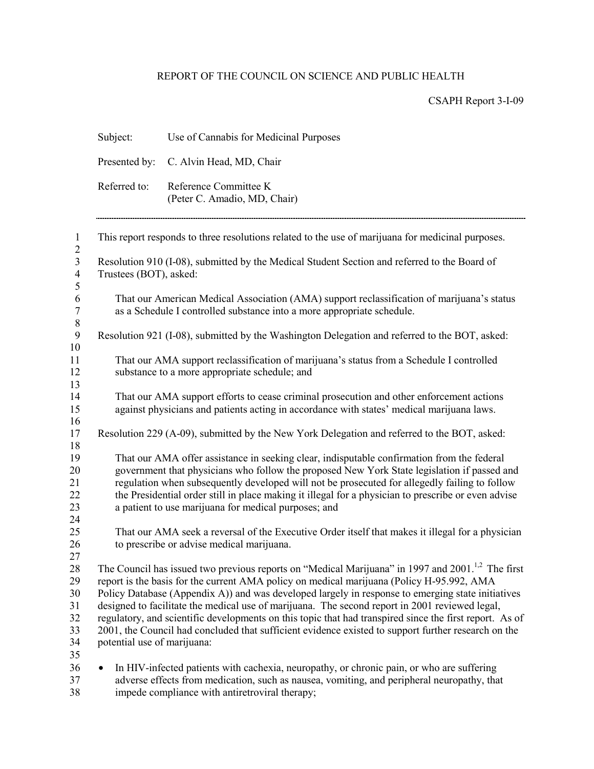REPORT OF THE COUNCIL ON SCIENCE AND PUBLIC HEALTH

CSAPH Report 3-I-09

Subject: Use of Cannabis for Medicinal Purposes

Presented by: C. Alvin Head, MD, Chair

Referred to: Reference Committee K (Peter C. Amadio, MD, Chair)

---

This report responds to three resolutions related to the use of marijuana for medicinal purposes.

Resolution 910 (I-08), submitted by the Medical Student Section and referred to the Board of Trustees (BOT), asked:

> That our American Medical Association (AMA) support reclassification of marijuana's status as a Schedule I controlled substance into a more appropriate schedule.

Resolution 921 (I-08), submitted by the Washington Delegation and referred to the BOT, asked:

> That our AMA support reclassification of marijuana's status from a Schedule I controlled substance to a more appropriate schedule; and
>
> That our AMA support efforts to cease criminal prosecution and other enforcement actions against physicians and patients acting in accordance with states' medical marijuana laws.

Resolution 229 (A-09), submitted by the New York Delegation and referred to the BOT, asked:

> That our AMA offer assistance in seeking clear, indisputable confirmation from the federal government that physicians who follow the proposed New York State legislation if passed and regulation when subsequently developed will not be prosecuted for allegedly failing to follow the Presidential order still in place making it illegal for a physician to prescribe or even advise a patient to use marijuana for medical purposes; and
>
> That our AMA seek a reversal of the Executive Order itself that makes it illegal for a physician to prescribe or advise medical marijuana.

The Council has issued two previous reports on "Medical Marijuana" in 1997 and 2001.[1,2] The first report is the basis for the current AMA policy on medical marijuana (Policy H-95.992, AMA Policy Database (Appendix A)) and was developed largely in response to emerging state initiatives designed to facilitate the medical use of marijuana. The second report in 2001 reviewed legal, regulatory, and scientific developments on this topic that had transpired since the first report. As of 2001, the Council had concluded that sufficient evidence existed to support further research on the potential use of marijuana:

- In HIV-infected patients with cachexia, neuropathy, or chronic pain, or who are suffering adverse effects from medication, such as nausea, vomiting, and peripheral neuropathy, that impede compliance with antiretroviral therapy;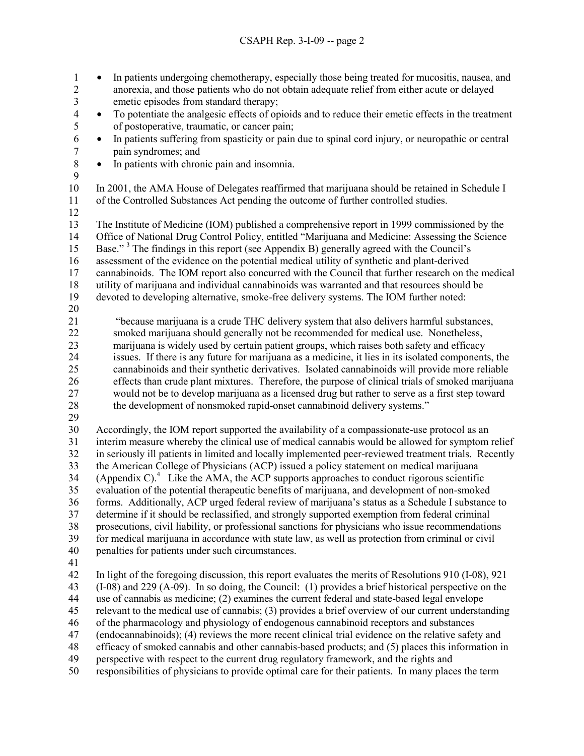- In patients undergoing chemotherapy, especially those being treated for mucositis, nausea, and anorexia, and those patients who do not obtain adequate relief from either acute or delayed emetic episodes from standard therapy;
- To potentiate the analgesic effects of opioids and to reduce their emetic effects in the treatment of postoperative, traumatic, or cancer pain;
- In patients suffering from spasticity or pain due to spinal cord injury, or neuropathic or central pain syndromes; and
- In patients with chronic pain and insomnia.

In 2001, the AMA House of Delegates reaffirmed that marijuana should be retained in Schedule I of the Controlled Substances Act pending the outcome of further controlled studies.

The Institute of Medicine (IOM) published a comprehensive report in 1999 commissioned by the Office of National Drug Control Policy, entitled "Marijuana and Medicine: Assessing the Science Base."[3] The findings in this report (see Appendix B) generally agreed with the Council's assessment of the evidence on the potential medical utility of synthetic and plant-derived cannabinoids. The IOM report also concurred with the Council that further research on the medical utility of marijuana and individual cannabinoids was warranted and that resources should be devoted to developing alternative, smoke-free delivery systems. The IOM further noted:

> "because marijuana is a crude THC delivery system that also delivers harmful substances, smoked marijuana should generally not be recommended for medical use. Nonetheless, marijuana is widely used by certain patient groups, which raises both safety and efficacy issues. If there is any future for marijuana as a medicine, it lies in its isolated components, the cannabinoids and their synthetic derivatives. Isolated cannabinoids will provide more reliable effects than crude plant mixtures. Therefore, the purpose of clinical trials of smoked marijuana would not be to develop marijuana as a licensed drug but rather to serve as a first step toward the development of nonsmoked rapid-onset cannabinoid delivery systems."

Accordingly, the IOM report supported the availability of a compassionate-use protocol as an interim measure whereby the clinical use of medical cannabis would be allowed for symptom relief in seriously ill patients in limited and locally implemented peer-reviewed treatment trials. Recently the American College of Physicians (ACP) issued a policy statement on medical marijuana (Appendix C).[4] Like the AMA, the ACP supports approaches to conduct rigorous scientific evaluation of the potential therapeutic benefits of marijuana, and development of non-smoked forms. Additionally, ACP urged federal review of marijuana's status as a Schedule I substance to determine if it should be reclassified, and strongly supported exemption from federal criminal prosecutions, civil liability, or professional sanctions for physicians who issue recommendations for medical marijuana in accordance with state law, as well as protection from criminal or civil penalties for patients under such circumstances.

In light of the foregoing discussion, this report evaluates the merits of Resolutions 910 (I-08), 921 (I-08) and 229 (A-09). In so doing, the Council: (1) provides a brief historical perspective on the use of cannabis as medicine; (2) examines the current federal and state-based legal envelope relevant to the medical use of cannabis; (3) provides a brief overview of our current understanding of the pharmacology and physiology of endogenous cannabinoid receptors and substances (endocannabinoids); (4) reviews the more recent clinical trial evidence on the relative safety and efficacy of smoked cannabis and other cannabis-based products; and (5) places this information in perspective with respect to the current drug regulatory framework, and the rights and responsibilities of physicians to provide optimal care for their patients. In many places the term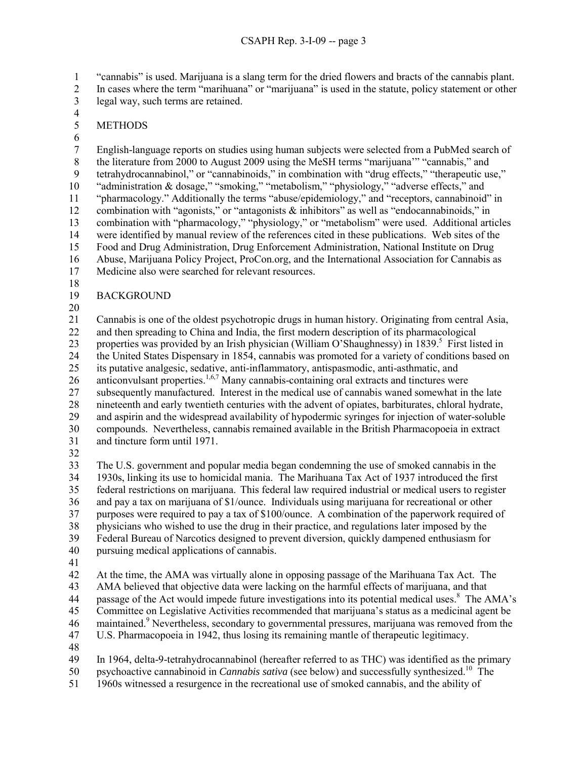"cannabis" is used. Marijuana is a slang term for the dried flowers and bracts of the cannabis plant. In cases where the term "marihuana" or "marijuana" is used in the statute, policy statement or other legal way, such terms are retained.

## METHODS

English-language reports on studies using human subjects were selected from a PubMed search of the literature from 2000 to August 2009 using the MeSH terms "marijuana'" "cannabis," and tetrahydrocannabinol," or "cannabinoids," in combination with "drug effects," "therapeutic use," "administration & dosage," "smoking," "metabolism," "physiology," "adverse effects," and "pharmacology." Additionally the terms "abuse/epidemiology," and "receptors, cannabinoid" in combination with "agonists," or "antagonists & inhibitors" as well as "endocannabinoids," in combination with "pharmacology," "physiology," or "metabolism" were used. Additional articles were identified by manual review of the references cited in these publications. Web sites of the Food and Drug Administration, Drug Enforcement Administration, National Institute on Drug Abuse, Marijuana Policy Project, ProCon.org, and the International Association for Cannabis as Medicine also were searched for relevant resources.

## BACKGROUND

Cannabis is one of the oldest psychotropic drugs in human history. Originating from central Asia, and then spreading to China and India, the first modern description of its pharmacological properties was provided by an Irish physician (William O'Shaughnessy) in 1839.[5] First listed in the United States Dispensary in 1854, cannabis was promoted for a variety of conditions based on its putative analgesic, sedative, anti-inflammatory, antispasmodic, anti-asthmatic, and anticonvulsant properties.[1,6,7] Many cannabis-containing oral extracts and tinctures were subsequently manufactured. Interest in the medical use of cannabis waned somewhat in the late nineteenth and early twentieth centuries with the advent of opiates, barbiturates, chloral hydrate, and aspirin and the widespread availability of hypodermic syringes for injection of water-soluble compounds. Nevertheless, cannabis remained available in the British Pharmacopoeia in extract and tincture form until 1971.

The U.S. government and popular media began condemning the use of smoked cannabis in the 1930s, linking its use to homicidal mania. The Marihuana Tax Act of 1937 introduced the first federal restrictions on marijuana. This federal law required industrial or medical users to register and pay a tax on marijuana of $1/ounce. Individuals using marijuana for recreational or other purposes were required to pay a tax of $100/ounce. A combination of the paperwork required of physicians who wished to use the drug in their practice, and regulations later imposed by the Federal Bureau of Narcotics designed to prevent diversion, quickly dampened enthusiasm for pursuing medical applications of cannabis.

At the time, the AMA was virtually alone in opposing passage of the Marihuana Tax Act. The AMA believed that objective data were lacking on the harmful effects of marijuana, and that passage of the Act would impede future investigations into its potential medical uses.[8] The AMA's Committee on Legislative Activities recommended that marijuana's status as a medicinal agent be maintained.[9] Nevertheless, secondary to governmental pressures, marijuana was removed from the U.S. Pharmacopoeia in 1942, thus losing its remaining mantle of therapeutic legitimacy.

In 1964, delta-9-tetrahydrocannabinol (hereafter referred to as THC) was identified as the primary psychoactive cannabinoid in *Cannabis sativa* (see below) and successfully synthesized.[10] The 1960s witnessed a resurgence in the recreational use of smoked cannabis, and the ability of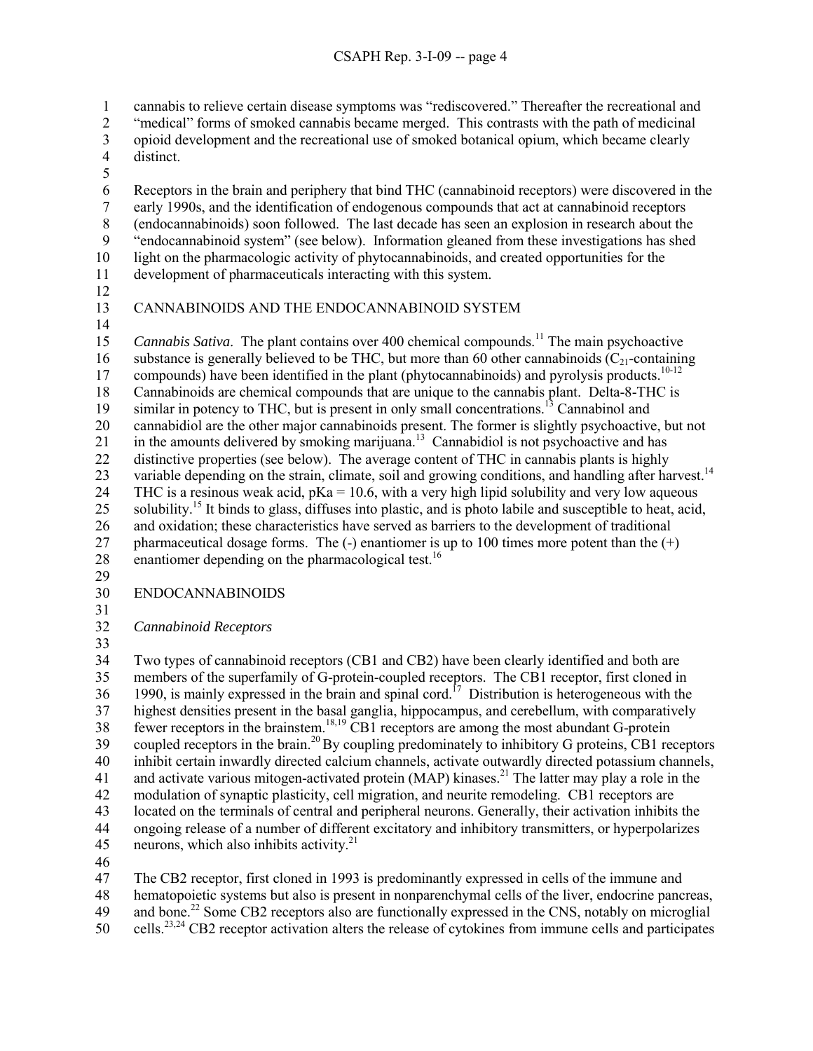cannabis to relieve certain disease symptoms was "rediscovered." Thereafter the recreational and "medical" forms of smoked cannabis became merged. This contrasts with the path of medicinal opioid development and the recreational use of smoked botanical opium, which became clearly distinct.

Receptors in the brain and periphery that bind THC (cannabinoid receptors) were discovered in the early 1990s, and the identification of endogenous compounds that act at cannabinoid receptors (endocannabinoids) soon followed. The last decade has seen an explosion in research about the "endocannabinoid system" (see below). Information gleaned from these investigations has shed light on the pharmacologic activity of phytocannabinoids, and created opportunities for the development of pharmaceuticals interacting with this system.

## CANNABINOIDS AND THE ENDOCANNABINOID SYSTEM

*Cannabis Sativa*. The plant contains over 400 chemical compounds.[11] The main psychoactive substance is generally believed to be THC, but more than 60 other cannabinoids ($C_{21}$-containing compounds) have been identified in the plant (phytocannabinoids) and pyrolysis products.[10-12] Cannabinoids are chemical compounds that are unique to the cannabis plant. Delta-8-THC is similar in potency to THC, but is present in only small concentrations.[13] Cannabinol and cannabidiol are the other major cannabinoids present. The former is slightly psychoactive, but not in the amounts delivered by smoking marijuana.[13] Cannabidiol is not psychoactive and has distinctive properties (see below). The average content of THC in cannabis plants is highly variable depending on the strain, climate, soil and growing conditions, and handling after harvest.[14] THC is a resinous weak acid, pKa = 10.6, with a very high lipid solubility and very low aqueous solubility.[15] It binds to glass, diffuses into plastic, and is photo labile and susceptible to heat, acid, and oxidation; these characteristics have served as barriers to the development of traditional pharmaceutical dosage forms. The (-) enantiomer is up to 100 times more potent than the (+) enantiomer depending on the pharmacological test.[16]

## ENDOCANNABINOIDS

### *Cannabinoid Receptors*

Two types of cannabinoid receptors (CB1 and CB2) have been clearly identified and both are members of the superfamily of G-protein-coupled receptors. The CB1 receptor, first cloned in 1990, is mainly expressed in the brain and spinal cord.[17] Distribution is heterogeneous with the highest densities present in the basal ganglia, hippocampus, and cerebellum, with comparatively fewer receptors in the brainstem.[18,19] CB1 receptors are among the most abundant G-protein coupled receptors in the brain.[20] By coupling predominately to inhibitory G proteins, CB1 receptors inhibit certain inwardly directed calcium channels, activate outwardly directed potassium channels, and activate various mitogen-activated protein (MAP) kinases.[21] The latter may play a role in the modulation of synaptic plasticity, cell migration, and neurite remodeling. CB1 receptors are located on the terminals of central and peripheral neurons. Generally, their activation inhibits the ongoing release of a number of different excitatory and inhibitory transmitters, or hyperpolarizes neurons, which also inhibits activity.[21]

The CB2 receptor, first cloned in 1993 is predominantly expressed in cells of the immune and hematopoietic systems but also is present in nonparenchymal cells of the liver, endocrine pancreas, and bone.[22] Some CB2 receptors also are functionally expressed in the CNS, notably on microglial cells.[23,24] CB2 receptor activation alters the release of cytokines from immune cells and participates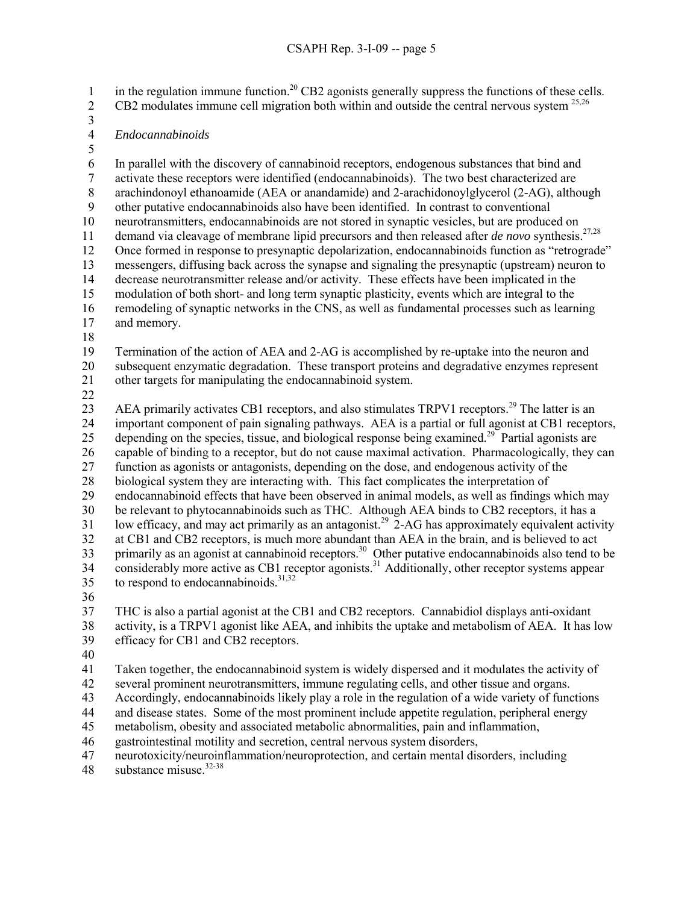in the regulation immune function.[20] CB2 agonists generally suppress the functions of these cells. CB2 modulates immune cell migration both within and outside the central nervous system [25,26]

*Endocannabinoids*

In parallel with the discovery of cannabinoid receptors, endogenous substances that bind and activate these receptors were identified (endocannabinoids). The two best characterized are arachindonoyl ethanoamide (AEA or anandamide) and 2-arachidonoylglycerol (2-AG), although other putative endocannabinoids also have been identified. In contrast to conventional neurotransmitters, endocannabinoids are not stored in synaptic vesicles, but are produced on demand via cleavage of membrane lipid precursors and then released after *de novo* synthesis.[27,28] Once formed in response to presynaptic depolarization, endocannabinoids function as "retrograde" messengers, diffusing back across the synapse and signaling the presynaptic (upstream) neuron to decrease neurotransmitter release and/or activity. These effects have been implicated in the modulation of both short- and long term synaptic plasticity, events which are integral to the remodeling of synaptic networks in the CNS, as well as fundamental processes such as learning and memory.

Termination of the action of AEA and 2-AG is accomplished by re-uptake into the neuron and subsequent enzymatic degradation. These transport proteins and degradative enzymes represent other targets for manipulating the endocannabinoid system.

AEA primarily activates CB1 receptors, and also stimulates TRPV1 receptors.[29] The latter is an important component of pain signaling pathways. AEA is a partial or full agonist at CB1 receptors, depending on the species, tissue, and biological response being examined.[29] Partial agonists are capable of binding to a receptor, but do not cause maximal activation. Pharmacologically, they can function as agonists or antagonists, depending on the dose, and endogenous activity of the biological system they are interacting with. This fact complicates the interpretation of endocannabinoid effects that have been observed in animal models, as well as findings which may be relevant to phytocannabinoids such as THC. Although AEA binds to CB2 receptors, it has a low efficacy, and may act primarily as an antagonist.[29] 2-AG has approximately equivalent activity at CB1 and CB2 receptors, is much more abundant than AEA in the brain, and is believed to act primarily as an agonist at cannabinoid receptors.[30] Other putative endocannabinoids also tend to be considerably more active as CB1 receptor agonists.[31] Additionally, other receptor systems appear to respond to endocannabinoids.[31,32]

THC is also a partial agonist at the CB1 and CB2 receptors. Cannabidiol displays anti-oxidant activity, is a TRPV1 agonist like AEA, and inhibits the uptake and metabolism of AEA. It has low efficacy for CB1 and CB2 receptors.

Taken together, the endocannabinoid system is widely dispersed and it modulates the activity of several prominent neurotransmitters, immune regulating cells, and other tissue and organs. Accordingly, endocannabinoids likely play a role in the regulation of a wide variety of functions and disease states. Some of the most prominent include appetite regulation, peripheral energy metabolism, obesity and associated metabolic abnormalities, pain and inflammation, gastrointestinal motility and secretion, central nervous system disorders, neurotoxicity/neuroinflammation/neuroprotection, and certain mental disorders, including substance misuse.[32-38]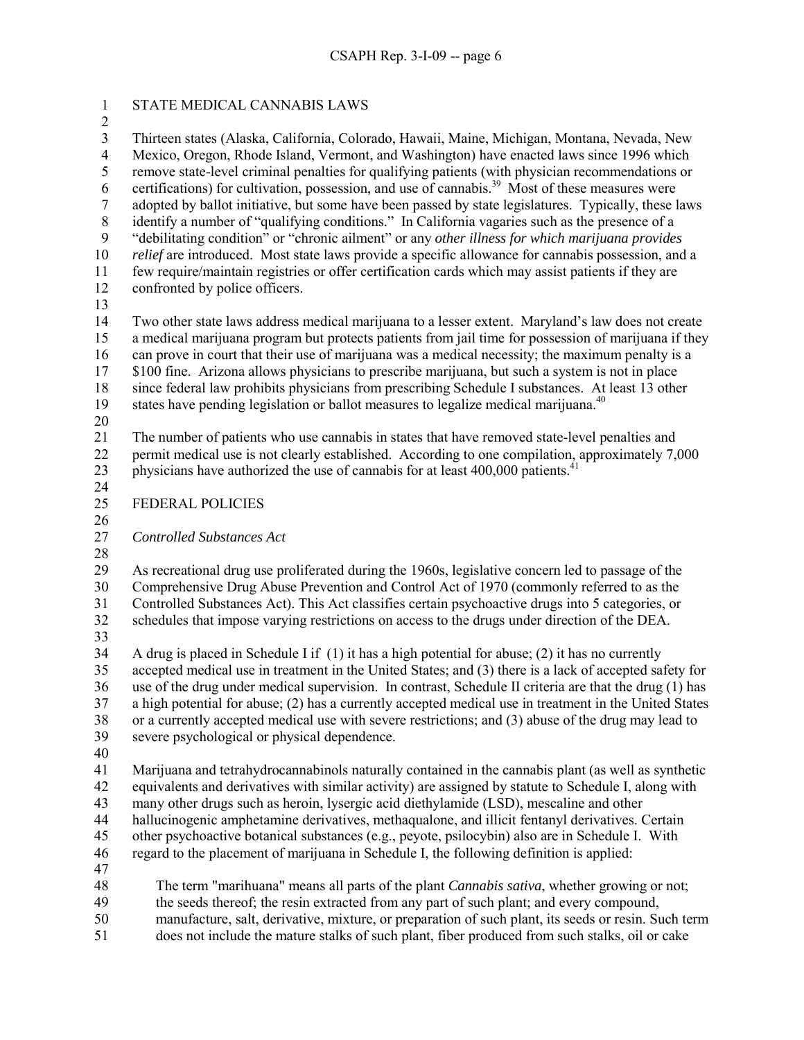## STATE MEDICAL CANNABIS LAWS

Thirteen states (Alaska, California, Colorado, Hawaii, Maine, Michigan, Montana, Nevada, New Mexico, Oregon, Rhode Island, Vermont, and Washington) have enacted laws since 1996 which remove state-level criminal penalties for qualifying patients (with physician recommendations or certifications) for cultivation, possession, and use of cannabis.[39] Most of these measures were adopted by ballot initiative, but some have been passed by state legislatures. Typically, these laws identify a number of "qualifying conditions." In California vagaries such as the presence of a "debilitating condition" or "chronic ailment" or any *other illness for which marijuana provides relief* are introduced. Most state laws provide a specific allowance for cannabis possession, and a few require/maintain registries or offer certification cards which may assist patients if they are confronted by police officers.

Two other state laws address medical marijuana to a lesser extent. Maryland's law does not create a medical marijuana program but protects patients from jail time for possession of marijuana if they can prove in court that their use of marijuana was a medical necessity; the maximum penalty is a $100 fine. Arizona allows physicians to prescribe marijuana, but such a system is not in place since federal law prohibits physicians from prescribing Schedule I substances. At least 13 other states have pending legislation or ballot measures to legalize medical marijuana.[40]

The number of patients who use cannabis in states that have removed state-level penalties and permit medical use is not clearly established. According to one compilation, approximately 7,000 physicians have authorized the use of cannabis for at least 400,000 patients.[41]

## FEDERAL POLICIES

### *Controlled Substances Act*

As recreational drug use proliferated during the 1960s, legislative concern led to passage of the Comprehensive Drug Abuse Prevention and Control Act of 1970 (commonly referred to as the Controlled Substances Act). This Act classifies certain psychoactive drugs into 5 categories, or schedules that impose varying restrictions on access to the drugs under direction of the DEA.

A drug is placed in Schedule I if (1) it has a high potential for abuse; (2) it has no currently accepted medical use in treatment in the United States; and (3) there is a lack of accepted safety for use of the drug under medical supervision. In contrast, Schedule II criteria are that the drug (1) has a high potential for abuse; (2) has a currently accepted medical use in treatment in the United States or a currently accepted medical use with severe restrictions; and (3) abuse of the drug may lead to severe psychological or physical dependence.

Marijuana and tetrahydrocannabinols naturally contained in the cannabis plant (as well as synthetic equivalents and derivatives with similar activity) are assigned by statute to Schedule I, along with many other drugs such as heroin, lysergic acid diethylamide (LSD), mescaline and other hallucinogenic amphetamine derivatives, methaqualone, and illicit fentanyl derivatives. Certain other psychoactive botanical substances (e.g., peyote, psilocybin) also are in Schedule I. With regard to the placement of marijuana in Schedule I, the following definition is applied:

> The term "marihuana" means all parts of the plant *Cannabis sativa*, whether growing or not; the seeds thereof; the resin extracted from any part of such plant; and every compound, manufacture, salt, derivative, mixture, or preparation of such plant, its seeds or resin. Such term does not include the mature stalks of such plant, fiber produced from such stalks, oil or cake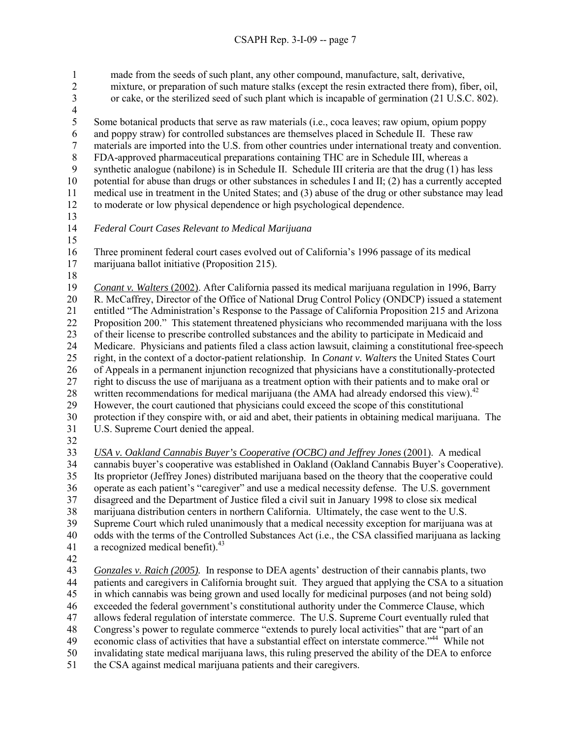made from the seeds of such plant, any other compound, manufacture, salt, derivative, mixture, or preparation of such mature stalks (except the resin extracted there from), fiber, oil, or cake, or the sterilized seed of such plant which is incapable of germination (21 U.S.C. 802).

Some botanical products that serve as raw materials (i.e., coca leaves; raw opium, opium poppy and poppy straw) for controlled substances are themselves placed in Schedule II. These raw materials are imported into the U.S. from other countries under international treaty and convention. FDA-approved pharmaceutical preparations containing THC are in Schedule III, whereas a synthetic analogue (nabilone) is in Schedule II. Schedule III criteria are that the drug (1) has less potential for abuse than drugs or other substances in schedules I and II; (2) has a currently accepted medical use in treatment in the United States; and (3) abuse of the drug or other substance may lead to moderate or low physical dependence or high psychological dependence.

*Federal Court Cases Relevant to Medical Marijuana*

Three prominent federal court cases evolved out of California's 1996 passage of its medical marijuana ballot initiative (Proposition 215).

*Conant v. Walters* (2002). After California passed its medical marijuana regulation in 1996, Barry R. McCaffrey, Director of the Office of National Drug Control Policy (ONDCP) issued a statement entitled "The Administration's Response to the Passage of California Proposition 215 and Arizona Proposition 200." This statement threatened physicians who recommended marijuana with the loss of their license to prescribe controlled substances and the ability to participate in Medicaid and Medicare. Physicians and patients filed a class action lawsuit, claiming a constitutional free-speech right, in the context of a doctor-patient relationship. In *Conant v. Walters* the United States Court of Appeals in a permanent injunction recognized that physicians have a constitutionally-protected right to discuss the use of marijuana as a treatment option with their patients and to make oral or written recommendations for medical marijuana (the AMA had already endorsed this view).[42] However, the court cautioned that physicians could exceed the scope of this constitutional protection if they conspire with, or aid and abet, their patients in obtaining medical marijuana. The U.S. Supreme Court denied the appeal.

*USA v. Oakland Cannabis Buyer's Cooperative (OCBC) and Jeffrey Jones* (2001). A medical cannabis buyer's cooperative was established in Oakland (Oakland Cannabis Buyer's Cooperative). Its proprietor (Jeffrey Jones) distributed marijuana based on the theory that the cooperative could operate as each patient's "caregiver" and use a medical necessity defense. The U.S. government disagreed and the Department of Justice filed a civil suit in January 1998 to close six medical marijuana distribution centers in northern California. Ultimately, the case went to the U.S. Supreme Court which ruled unanimously that a medical necessity exception for marijuana was at odds with the terms of the Controlled Substances Act (i.e., the CSA classified marijuana as lacking a recognized medical benefit).[43]

*Gonzales v. Raich (2005).* In response to DEA agents' destruction of their cannabis plants, two patients and caregivers in California brought suit. They argued that applying the CSA to a situation in which cannabis was being grown and used locally for medicinal purposes (and not being sold) exceeded the federal government's constitutional authority under the Commerce Clause, which allows federal regulation of interstate commerce. The U.S. Supreme Court eventually ruled that Congress's power to regulate commerce "extends to purely local activities" that are "part of an economic class of activities that have a substantial effect on interstate commerce."[44] While not invalidating state medical marijuana laws, this ruling preserved the ability of the DEA to enforce the CSA against medical marijuana patients and their caregivers.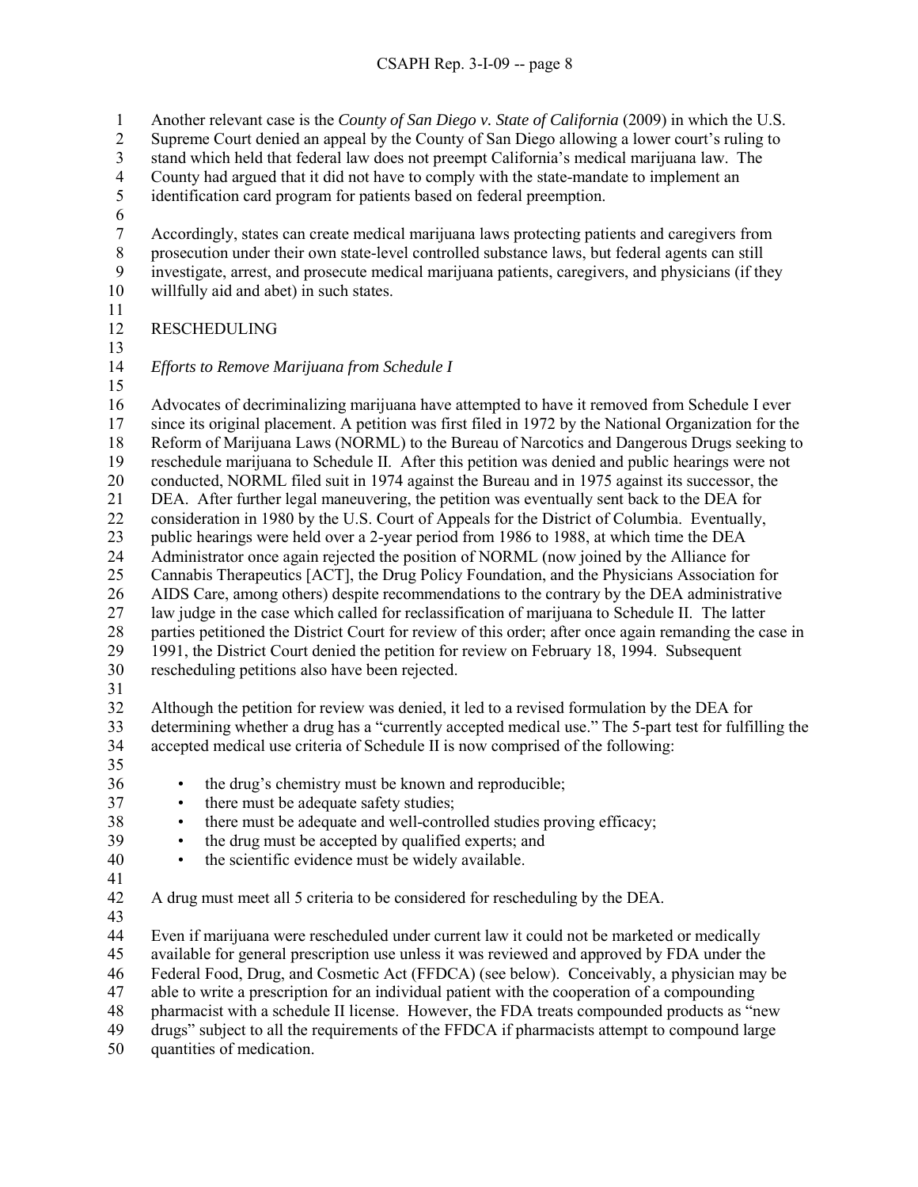Another relevant case is the *County of San Diego v. State of California* (2009) in which the U.S. Supreme Court denied an appeal by the County of San Diego allowing a lower court's ruling to stand which held that federal law does not preempt California's medical marijuana law. The County had argued that it did not have to comply with the state-mandate to implement an identification card program for patients based on federal preemption.

Accordingly, states can create medical marijuana laws protecting patients and caregivers from prosecution under their own state-level controlled substance laws, but federal agents can still investigate, arrest, and prosecute medical marijuana patients, caregivers, and physicians (if they willfully aid and abet) in such states.

## RESCHEDULING

### *Efforts to Remove Marijuana from Schedule I*

Advocates of decriminalizing marijuana have attempted to have it removed from Schedule I ever since its original placement. A petition was first filed in 1972 by the National Organization for the Reform of Marijuana Laws (NORML) to the Bureau of Narcotics and Dangerous Drugs seeking to reschedule marijuana to Schedule II. After this petition was denied and public hearings were not conducted, NORML filed suit in 1974 against the Bureau and in 1975 against its successor, the DEA. After further legal maneuvering, the petition was eventually sent back to the DEA for consideration in 1980 by the U.S. Court of Appeals for the District of Columbia. Eventually, public hearings were held over a 2-year period from 1986 to 1988, at which time the DEA Administrator once again rejected the position of NORML (now joined by the Alliance for Cannabis Therapeutics [ACT], the Drug Policy Foundation, and the Physicians Association for AIDS Care, among others) despite recommendations to the contrary by the DEA administrative law judge in the case which called for reclassification of marijuana to Schedule II. The latter parties petitioned the District Court for review of this order; after once again remanding the case in 1991, the District Court denied the petition for review on February 18, 1994. Subsequent rescheduling petitions also have been rejected.

Although the petition for review was denied, it led to a revised formulation by the DEA for determining whether a drug has a "currently accepted medical use." The 5-part test for fulfilling the accepted medical use criteria of Schedule II is now comprised of the following:

- the drug's chemistry must be known and reproducible;
- there must be adequate safety studies;
- there must be adequate and well-controlled studies proving efficacy;
- the drug must be accepted by qualified experts; and
- the scientific evidence must be widely available.

A drug must meet all 5 criteria to be considered for rescheduling by the DEA.

Even if marijuana were rescheduled under current law it could not be marketed or medically available for general prescription use unless it was reviewed and approved by FDA under the Federal Food, Drug, and Cosmetic Act (FFDCA) (see below). Conceivably, a physician may be able to write a prescription for an individual patient with the cooperation of a compounding pharmacist with a schedule II license. However, the FDA treats compounded products as "new drugs" subject to all the requirements of the FFDCA if pharmacists attempt to compound large quantities of medication.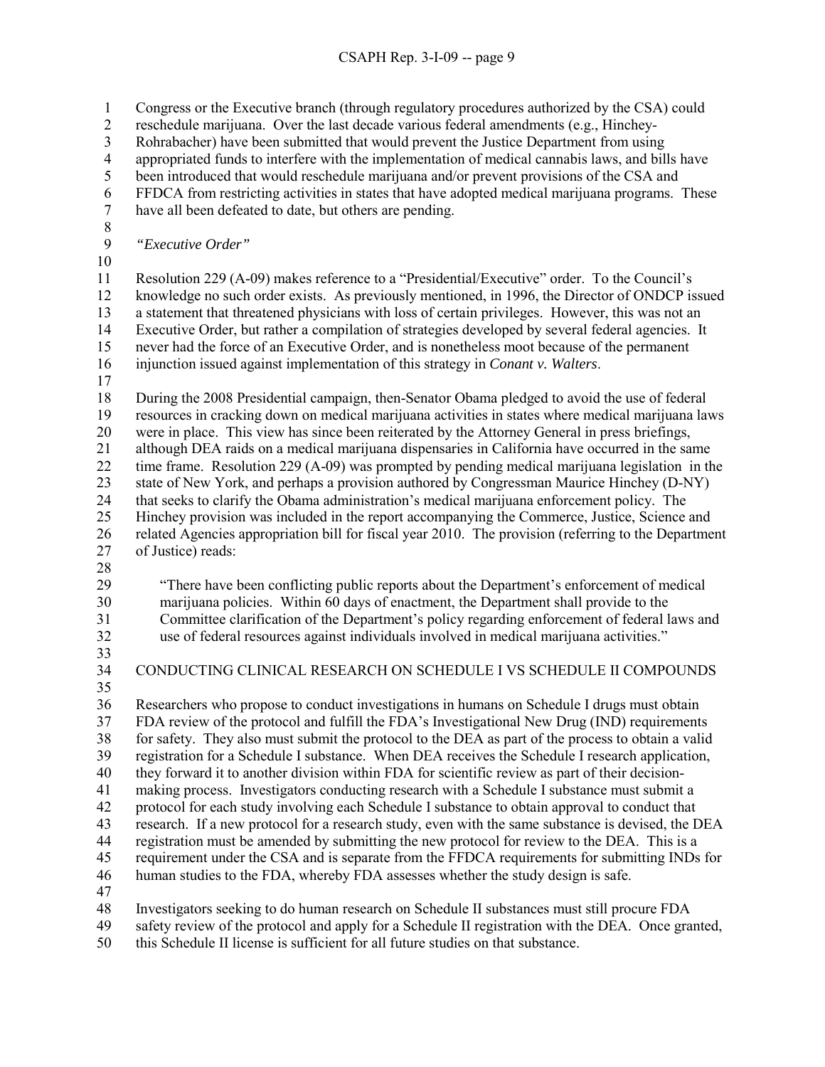Congress or the Executive branch (through regulatory procedures authorized by the CSA) could reschedule marijuana. Over the last decade various federal amendments (e.g., Hinchey-Rohrabacher) have been submitted that would prevent the Justice Department from using appropriated funds to interfere with the implementation of medical cannabis laws, and bills have been introduced that would reschedule marijuana and/or prevent provisions of the CSA and FFDCA from restricting activities in states that have adopted medical marijuana programs. These have all been defeated to date, but others are pending.

*"Executive Order"*

Resolution 229 (A-09) makes reference to a "Presidential/Executive" order. To the Council's knowledge no such order exists. As previously mentioned, in 1996, the Director of ONDCP issued a statement that threatened physicians with loss of certain privileges. However, this was not an Executive Order, but rather a compilation of strategies developed by several federal agencies. It never had the force of an Executive Order, and is nonetheless moot because of the permanent injunction issued against implementation of this strategy in *Conant v. Walters*.

During the 2008 Presidential campaign, then-Senator Obama pledged to avoid the use of federal resources in cracking down on medical marijuana activities in states where medical marijuana laws were in place. This view has since been reiterated by the Attorney General in press briefings, although DEA raids on a medical marijuana dispensaries in California have occurred in the same time frame. Resolution 229 (A-09) was prompted by pending medical marijuana legislation in the state of New York, and perhaps a provision authored by Congressman Maurice Hinchey (D-NY) that seeks to clarify the Obama administration's medical marijuana enforcement policy. The Hinchey provision was included in the report accompanying the Commerce, Justice, Science and related Agencies appropriation bill for fiscal year 2010. The provision (referring to the Department of Justice) reads:

> "There have been conflicting public reports about the Department's enforcement of medical marijuana policies. Within 60 days of enactment, the Department shall provide to the Committee clarification of the Department's policy regarding enforcement of federal laws and use of federal resources against individuals involved in medical marijuana activities."

## CONDUCTING CLINICAL RESEARCH ON SCHEDULE I VS SCHEDULE II COMPOUNDS

Researchers who propose to conduct investigations in humans on Schedule I drugs must obtain FDA review of the protocol and fulfill the FDA's Investigational New Drug (IND) requirements for safety. They also must submit the protocol to the DEA as part of the process to obtain a valid registration for a Schedule I substance. When DEA receives the Schedule I research application, they forward it to another division within FDA for scientific review as part of their decision-making process. Investigators conducting research with a Schedule I substance must submit a protocol for each study involving each Schedule I substance to obtain approval to conduct that research. If a new protocol for a research study, even with the same substance is devised, the DEA registration must be amended by submitting the new protocol for review to the DEA. This is a requirement under the CSA and is separate from the FFDCA requirements for submitting INDs for human studies to the FDA, whereby FDA assesses whether the study design is safe.

Investigators seeking to do human research on Schedule II substances must still procure FDA safety review of the protocol and apply for a Schedule II registration with the DEA. Once granted, this Schedule II license is sufficient for all future studies on that substance.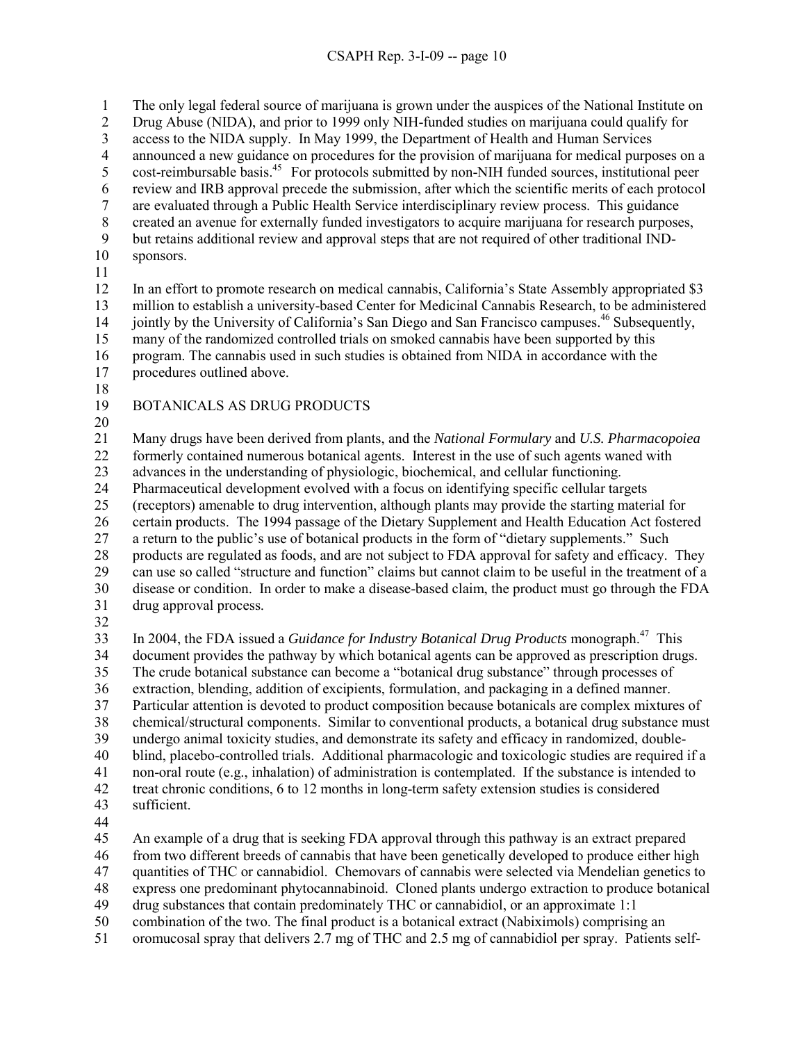The only legal federal source of marijuana is grown under the auspices of the National Institute on Drug Abuse (NIDA), and prior to 1999 only NIH-funded studies on marijuana could qualify for access to the NIDA supply. In May 1999, the Department of Health and Human Services announced a new guidance on procedures for the provision of marijuana for medical purposes on a cost-reimbursable basis.[45] For protocols submitted by non-NIH funded sources, institutional peer review and IRB approval precede the submission, after which the scientific merits of each protocol are evaluated through a Public Health Service interdisciplinary review process. This guidance created an avenue for externally funded investigators to acquire marijuana for research purposes, but retains additional review and approval steps that are not required of other traditional IND-sponsors.

In an effort to promote research on medical cannabis, California's State Assembly appropriated $3 million to establish a university-based Center for Medicinal Cannabis Research, to be administered jointly by the University of California's San Diego and San Francisco campuses.[46] Subsequently, many of the randomized controlled trials on smoked cannabis have been supported by this program. The cannabis used in such studies is obtained from NIDA in accordance with the procedures outlined above.

## BOTANICALS AS DRUG PRODUCTS

Many drugs have been derived from plants, and the *National Formulary* and *U.S. Pharmacopoiea* formerly contained numerous botanical agents. Interest in the use of such agents waned with advances in the understanding of physiologic, biochemical, and cellular functioning. Pharmaceutical development evolved with a focus on identifying specific cellular targets (receptors) amenable to drug intervention, although plants may provide the starting material for certain products. The 1994 passage of the Dietary Supplement and Health Education Act fostered a return to the public's use of botanical products in the form of "dietary supplements." Such products are regulated as foods, and are not subject to FDA approval for safety and efficacy. They can use so called "structure and function" claims but cannot claim to be useful in the treatment of a disease or condition. In order to make a disease-based claim, the product must go through the FDA drug approval process.

In 2004, the FDA issued a *Guidance for Industry Botanical Drug Products* monograph.[47] This document provides the pathway by which botanical agents can be approved as prescription drugs. The crude botanical substance can become a "botanical drug substance" through processes of extraction, blending, addition of excipients, formulation, and packaging in a defined manner. Particular attention is devoted to product composition because botanicals are complex mixtures of chemical/structural components. Similar to conventional products, a botanical drug substance must undergo animal toxicity studies, and demonstrate its safety and efficacy in randomized, double-blind, placebo-controlled trials. Additional pharmacologic and toxicologic studies are required if a non-oral route (e.g., inhalation) of administration is contemplated. If the substance is intended to treat chronic conditions, 6 to 12 months in long-term safety extension studies is considered sufficient.

An example of a drug that is seeking FDA approval through this pathway is an extract prepared from two different breeds of cannabis that have been genetically developed to produce either high quantities of THC or cannabidiol. Chemovars of cannabis were selected via Mendelian genetics to express one predominant phytocannabinoid. Cloned plants undergo extraction to produce botanical drug substances that contain predominately THC or cannabidiol, or an approximate 1:1 combination of the two. The final product is a botanical extract (Nabiximols) comprising an oromucosal spray that delivers 2.7 mg of THC and 2.5 mg of cannabidiol per spray. Patients self-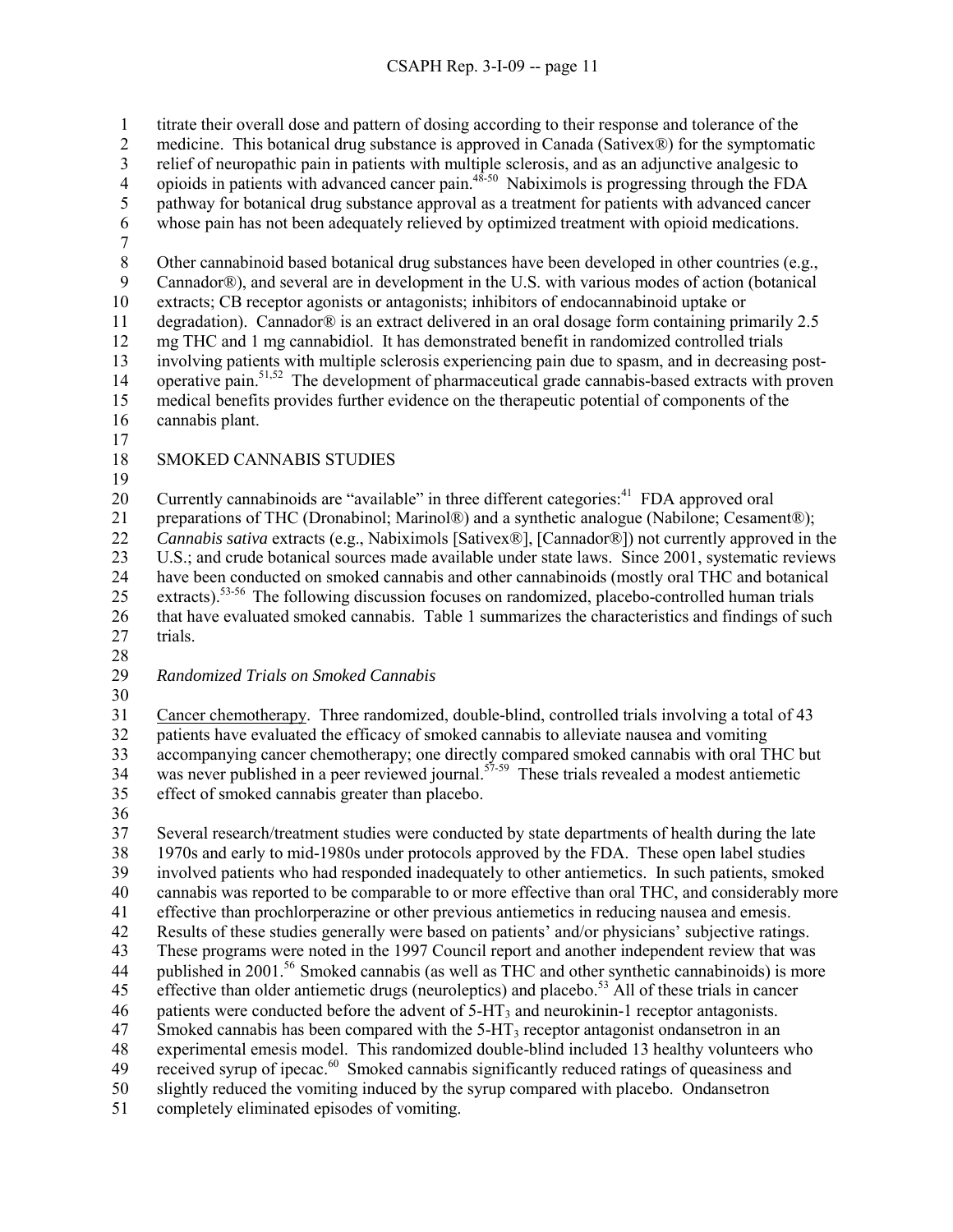titrate their overall dose and pattern of dosing according to their response and tolerance of the medicine. This botanical drug substance is approved in Canada (Sativex®) for the symptomatic relief of neuropathic pain in patients with multiple sclerosis, and as an adjunctive analgesic to opioids in patients with advanced cancer pain.[48-50] Nabiximols is progressing through the FDA pathway for botanical drug substance approval as a treatment for patients with advanced cancer whose pain has not been adequately relieved by optimized treatment with opioid medications.

Other cannabinoid based botanical drug substances have been developed in other countries (e.g., Cannador®), and several are in development in the U.S. with various modes of action (botanical extracts; CB receptor agonists or antagonists; inhibitors of endocannabinoid uptake or degradation). Cannador® is an extract delivered in an oral dosage form containing primarily 2.5 mg THC and 1 mg cannabidiol. It has demonstrated benefit in randomized controlled trials involving patients with multiple sclerosis experiencing pain due to spasm, and in decreasing post-operative pain.[51,52] The development of pharmaceutical grade cannabis-based extracts with proven medical benefits provides further evidence on the therapeutic potential of components of the cannabis plant.

## SMOKED CANNABIS STUDIES

Currently cannabinoids are "available" in three different categories:[41] FDA approved oral preparations of THC (Dronabinol; Marinol®) and a synthetic analogue (Nabilone; Cesament®); *Cannabis sativa* extracts (e.g., Nabiximols [Sativex®], [Cannador®]) not currently approved in the U.S.; and crude botanical sources made available under state laws. Since 2001, systematic reviews have been conducted on smoked cannabis and other cannabinoids (mostly oral THC and botanical extracts).[53-56] The following discussion focuses on randomized, placebo-controlled human trials that have evaluated smoked cannabis. Table 1 summarizes the characteristics and findings of such trials.

### *Randomized Trials on Smoked Cannabis*

Cancer chemotherapy. Three randomized, double-blind, controlled trials involving a total of 43 patients have evaluated the efficacy of smoked cannabis to alleviate nausea and vomiting accompanying cancer chemotherapy; one directly compared smoked cannabis with oral THC but was never published in a peer reviewed journal.[57-59] These trials revealed a modest antiemetic effect of smoked cannabis greater than placebo.

Several research/treatment studies were conducted by state departments of health during the late 1970s and early to mid-1980s under protocols approved by the FDA. These open label studies involved patients who had responded inadequately to other antiemetics. In such patients, smoked cannabis was reported to be comparable to or more effective than oral THC, and considerably more effective than prochlorperazine or other previous antiemetics in reducing nausea and emesis. Results of these studies generally were based on patients' and/or physicians' subjective ratings. These programs were noted in the 1997 Council report and another independent review that was published in 2001.[56] Smoked cannabis (as well as THC and other synthetic cannabinoids) is more effective than older antiemetic drugs (neuroleptics) and placebo.[53] All of these trials in cancer patients were conducted before the advent of 5-$HT_3$ and neurokinin-1 receptor antagonists. Smoked cannabis has been compared with the 5-$HT_3$ receptor antagonist ondansetron in an experimental emesis model. This randomized double-blind included 13 healthy volunteers who received syrup of ipecac.[60] Smoked cannabis significantly reduced ratings of queasiness and slightly reduced the vomiting induced by the syrup compared with placebo. Ondansetron completely eliminated episodes of vomiting.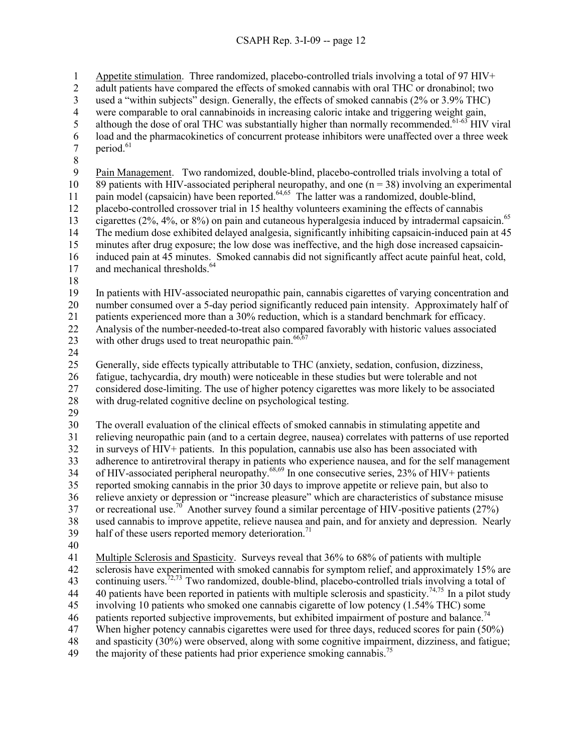Appetite stimulation. Three randomized, placebo-controlled trials involving a total of 97 HIV+ adult patients have compared the effects of smoked cannabis with oral THC or dronabinol; two used a "within subjects" design. Generally, the effects of smoked cannabis (2% or 3.9% THC) were comparable to oral cannabinoids in increasing caloric intake and triggering weight gain, although the dose of oral THC was substantially higher than normally recommended.[61-63] HIV viral load and the pharmacokinetics of concurrent protease inhibitors were unaffected over a three week period.[61]

Pain Management. Two randomized, double-blind, placebo-controlled trials involving a total of 89 patients with HIV-associated peripheral neuropathy, and one (n = 38) involving an experimental pain model (capsaicin) have been reported.[64,65] The latter was a randomized, double-blind, placebo-controlled crossover trial in 15 healthy volunteers examining the effects of cannabis cigarettes (2%, 4%, or 8%) on pain and cutaneous hyperalgesia induced by intradermal capsaicin.[65] The medium dose exhibited delayed analgesia, significantly inhibiting capsaicin-induced pain at 45 minutes after drug exposure; the low dose was ineffective, and the high dose increased capsaicin-induced pain at 45 minutes. Smoked cannabis did not significantly affect acute painful heat, cold, and mechanical thresholds.[64]

In patients with HIV-associated neuropathic pain, cannabis cigarettes of varying concentration and number consumed over a 5-day period significantly reduced pain intensity. Approximately half of patients experienced more than a 30% reduction, which is a standard benchmark for efficacy. Analysis of the number-needed-to-treat also compared favorably with historic values associated with other drugs used to treat neuropathic pain.[66,67]

Generally, side effects typically attributable to THC (anxiety, sedation, confusion, dizziness, fatigue, tachycardia, dry mouth) were noticeable in these studies but were tolerable and not considered dose-limiting. The use of higher potency cigarettes was more likely to be associated with drug-related cognitive decline on psychological testing.

The overall evaluation of the clinical effects of smoked cannabis in stimulating appetite and relieving neuropathic pain (and to a certain degree, nausea) correlates with patterns of use reported in surveys of HIV+ patients. In this population, cannabis use also has been associated with adherence to antiretroviral therapy in patients who experience nausea, and for the self management of HIV-associated peripheral neuropathy.[68,69] In one consecutive series, 23% of HIV+ patients reported smoking cannabis in the prior 30 days to improve appetite or relieve pain, but also to relieve anxiety or depression or "increase pleasure" which are characteristics of substance misuse or recreational use.[70] Another survey found a similar percentage of HIV-positive patients (27%) used cannabis to improve appetite, relieve nausea and pain, and for anxiety and depression. Nearly half of these users reported memory deterioration.[71]

Multiple Sclerosis and Spasticity. Surveys reveal that 36% to 68% of patients with multiple sclerosis have experimented with smoked cannabis for symptom relief, and approximately 15% are continuing users.[72,73] Two randomized, double-blind, placebo-controlled trials involving a total of 40 patients have been reported in patients with multiple sclerosis and spasticity.[74,75] In a pilot study involving 10 patients who smoked one cannabis cigarette of low potency (1.54% THC) some patients reported subjective improvements, but exhibited impairment of posture and balance.[74] When higher potency cannabis cigarettes were used for three days, reduced scores for pain (50%) and spasticity (30%) were observed, along with some cognitive impairment, dizziness, and fatigue; the majority of these patients had prior experience smoking cannabis.[75]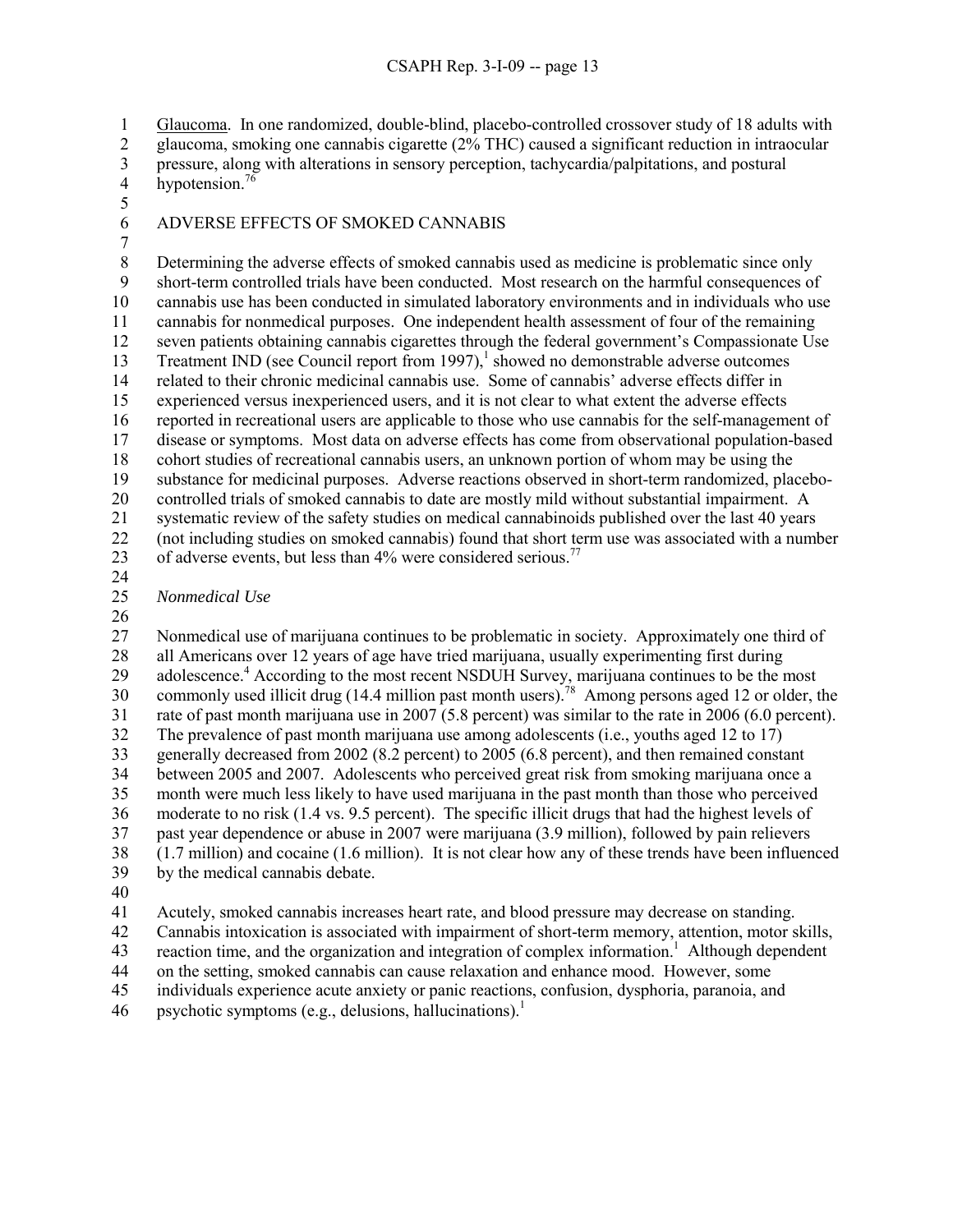Glaucoma. In one randomized, double-blind, placebo-controlled crossover study of 18 adults with glaucoma, smoking one cannabis cigarette (2% THC) caused a significant reduction in intraocular pressure, along with alterations in sensory perception, tachycardia/palpitations, and postural hypotension.[76]

## ADVERSE EFFECTS OF SMOKED CANNABIS

Determining the adverse effects of smoked cannabis used as medicine is problematic since only short-term controlled trials have been conducted. Most research on the harmful consequences of cannabis use has been conducted in simulated laboratory environments and in individuals who use cannabis for nonmedical purposes. One independent health assessment of four of the remaining seven patients obtaining cannabis cigarettes through the federal government's Compassionate Use Treatment IND (see Council report from 1997),[1] showed no demonstrable adverse outcomes related to their chronic medicinal cannabis use. Some of cannabis' adverse effects differ in experienced versus inexperienced users, and it is not clear to what extent the adverse effects reported in recreational users are applicable to those who use cannabis for the self-management of disease or symptoms. Most data on adverse effects has come from observational population-based cohort studies of recreational cannabis users, an unknown portion of whom may be using the substance for medicinal purposes. Adverse reactions observed in short-term randomized, placebo-controlled trials of smoked cannabis to date are mostly mild without substantial impairment. A systematic review of the safety studies on medical cannabinoids published over the last 40 years (not including studies on smoked cannabis) found that short term use was associated with a number of adverse events, but less than 4% were considered serious.[77]

### *Nonmedical Use*

Nonmedical use of marijuana continues to be problematic in society. Approximately one third of all Americans over 12 years of age have tried marijuana, usually experimenting first during adolescence.[4] According to the most recent NSDUH Survey, marijuana continues to be the most commonly used illicit drug (14.4 million past month users).[78] Among persons aged 12 or older, the rate of past month marijuana use in 2007 (5.8 percent) was similar to the rate in 2006 (6.0 percent). The prevalence of past month marijuana use among adolescents (i.e., youths aged 12 to 17) generally decreased from 2002 (8.2 percent) to 2005 (6.8 percent), and then remained constant between 2005 and 2007. Adolescents who perceived great risk from smoking marijuana once a month were much less likely to have used marijuana in the past month than those who perceived moderate to no risk (1.4 vs. 9.5 percent). The specific illicit drugs that had the highest levels of past year dependence or abuse in 2007 were marijuana (3.9 million), followed by pain relievers (1.7 million) and cocaine (1.6 million). It is not clear how any of these trends have been influenced by the medical cannabis debate.

Acutely, smoked cannabis increases heart rate, and blood pressure may decrease on standing. Cannabis intoxication is associated with impairment of short-term memory, attention, motor skills, reaction time, and the organization and integration of complex information.[1] Although dependent on the setting, smoked cannabis can cause relaxation and enhance mood. However, some individuals experience acute anxiety or panic reactions, confusion, dysphoria, paranoia, and psychotic symptoms (e.g., delusions, hallucinations).[1]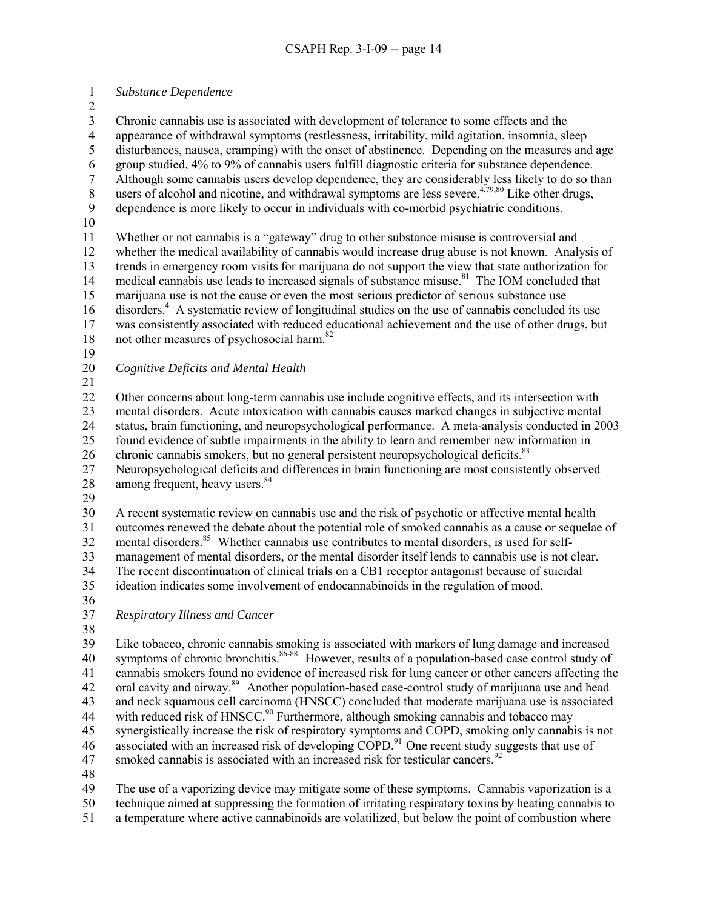*Substance Dependence*

Chronic cannabis use is associated with development of tolerance to some effects and the appearance of withdrawal symptoms (restlessness, irritability, mild agitation, insomnia, sleep disturbances, nausea, cramping) with the onset of abstinence. Depending on the measures and age group studied, 4% to 9% of cannabis users fulfill diagnostic criteria for substance dependence. Although some cannabis users develop dependence, they are considerably less likely to do so than users of alcohol and nicotine, and withdrawal symptoms are less severe.[4,79,80] Like other drugs, dependence is more likely to occur in individuals with co-morbid psychiatric conditions.

Whether or not cannabis is a "gateway" drug to other substance misuse is controversial and whether the medical availability of cannabis would increase drug abuse is not known. Analysis of trends in emergency room visits for marijuana do not support the view that state authorization for medical cannabis use leads to increased signals of substance misuse.[81] The IOM concluded that marijuana use is not the cause or even the most serious predictor of serious substance use disorders.[4] A systematic review of longitudinal studies on the use of cannabis concluded its use was consistently associated with reduced educational achievement and the use of other drugs, but not other measures of psychosocial harm.[82]

*Cognitive Deficits and Mental Health*

Other concerns about long-term cannabis use include cognitive effects, and its intersection with mental disorders. Acute intoxication with cannabis causes marked changes in subjective mental status, brain functioning, and neuropsychological performance. A meta-analysis conducted in 2003 found evidence of subtle impairments in the ability to learn and remember new information in chronic cannabis smokers, but no general persistent neuropsychological deficits.[83] Neuropsychological deficits and differences in brain functioning are most consistently observed among frequent, heavy users.[84]

A recent systematic review on cannabis use and the risk of psychotic or affective mental health outcomes renewed the debate about the potential role of smoked cannabis as a cause or sequelae of mental disorders.[85] Whether cannabis use contributes to mental disorders, is used for self-management of mental disorders, or the mental disorder itself lends to cannabis use is not clear. The recent discontinuation of clinical trials on a CB1 receptor antagonist because of suicidal ideation indicates some involvement of endocannabinoids in the regulation of mood.

*Respiratory Illness and Cancer*

Like tobacco, chronic cannabis smoking is associated with markers of lung damage and increased symptoms of chronic bronchitis.[86-88] However, results of a population-based case control study of cannabis smokers found no evidence of increased risk for lung cancer or other cancers affecting the oral cavity and airway.[89] Another population-based case-control study of marijuana use and head and neck squamous cell carcinoma (HNSCC) concluded that moderate marijuana use is associated with reduced risk of HNSCC.[90] Furthermore, although smoking cannabis and tobacco may synergistically increase the risk of respiratory symptoms and COPD, smoking only cannabis is not associated with an increased risk of developing COPD.[91] One recent study suggests that use of smoked cannabis is associated with an increased risk for testicular cancers.[92]

The use of a vaporizing device may mitigate some of these symptoms. Cannabis vaporization is a technique aimed at suppressing the formation of irritating respiratory toxins by heating cannabis to a temperature where active cannabinoids are volatilized, but below the point of combustion where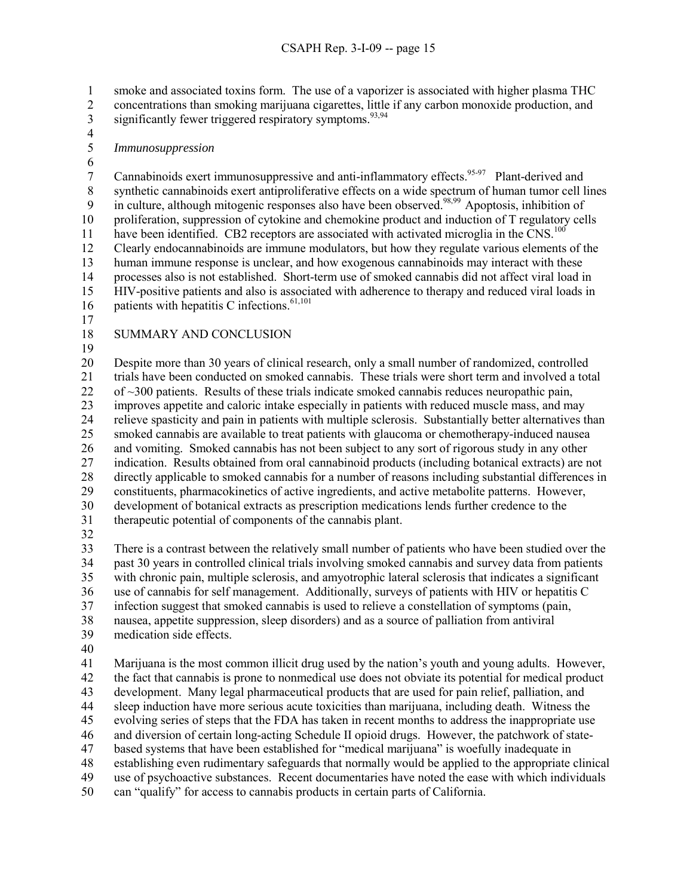smoke and associated toxins form. The use of a vaporizer is associated with higher plasma THC concentrations than smoking marijuana cigarettes, little if any carbon monoxide production, and significantly fewer triggered respiratory symptoms.[93,94]

*Immunosuppression*

Cannabinoids exert immunosuppressive and anti-inflammatory effects.[95-97] Plant-derived and synthetic cannabinoids exert antiproliferative effects on a wide spectrum of human tumor cell lines in culture, although mitogenic responses also have been observed.[98,99] Apoptosis, inhibition of proliferation, suppression of cytokine and chemokine product and induction of T regulatory cells have been identified. CB2 receptors are associated with activated microglia in the CNS.[100] Clearly endocannabinoids are immune modulators, but how they regulate various elements of the human immune response is unclear, and how exogenous cannabinoids may interact with these processes also is not established. Short-term use of smoked cannabis did not affect viral load in HIV-positive patients and also is associated with adherence to therapy and reduced viral loads in patients with hepatitis C infections.[61,101]

## SUMMARY AND CONCLUSION

Despite more than 30 years of clinical research, only a small number of randomized, controlled trials have been conducted on smoked cannabis. These trials were short term and involved a total of ~300 patients. Results of these trials indicate smoked cannabis reduces neuropathic pain, improves appetite and caloric intake especially in patients with reduced muscle mass, and may relieve spasticity and pain in patients with multiple sclerosis. Substantially better alternatives than smoked cannabis are available to treat patients with glaucoma or chemotherapy-induced nausea and vomiting. Smoked cannabis has not been subject to any sort of rigorous study in any other indication. Results obtained from oral cannabinoid products (including botanical extracts) are not directly applicable to smoked cannabis for a number of reasons including substantial differences in constituents, pharmacokinetics of active ingredients, and active metabolite patterns. However, development of botanical extracts as prescription medications lends further credence to the therapeutic potential of components of the cannabis plant.

There is a contrast between the relatively small number of patients who have been studied over the past 30 years in controlled clinical trials involving smoked cannabis and survey data from patients with chronic pain, multiple sclerosis, and amyotrophic lateral sclerosis that indicates a significant use of cannabis for self management. Additionally, surveys of patients with HIV or hepatitis C infection suggest that smoked cannabis is used to relieve a constellation of symptoms (pain, nausea, appetite suppression, sleep disorders) and as a source of palliation from antiviral medication side effects.

Marijuana is the most common illicit drug used by the nation's youth and young adults. However, the fact that cannabis is prone to nonmedical use does not obviate its potential for medical product development. Many legal pharmaceutical products that are used for pain relief, palliation, and sleep induction have more serious acute toxicities than marijuana, including death. Witness the evolving series of steps that the FDA has taken in recent months to address the inappropriate use and diversion of certain long-acting Schedule II opioid drugs. However, the patchwork of state-based systems that have been established for "medical marijuana" is woefully inadequate in establishing even rudimentary safeguards that normally would be applied to the appropriate clinical use of psychoactive substances. Recent documentaries have noted the ease with which individuals can "qualify" for access to cannabis products in certain parts of California.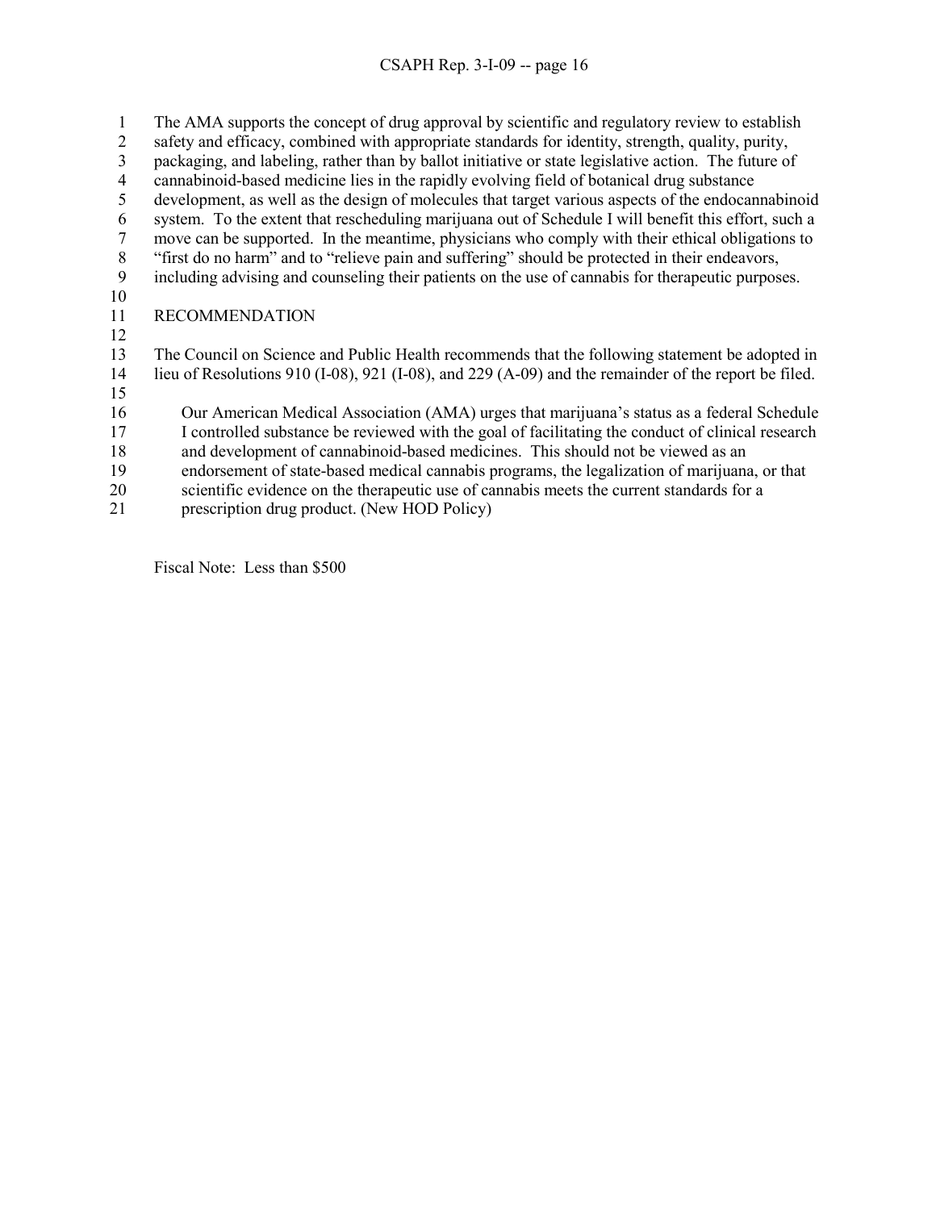The AMA supports the concept of drug approval by scientific and regulatory review to establish safety and efficacy, combined with appropriate standards for identity, strength, quality, purity, packaging, and labeling, rather than by ballot initiative or state legislative action. The future of cannabinoid-based medicine lies in the rapidly evolving field of botanical drug substance development, as well as the design of molecules that target various aspects of the endocannabinoid system. To the extent that rescheduling marijuana out of Schedule I will benefit this effort, such a move can be supported. In the meantime, physicians who comply with their ethical obligations to "first do no harm" and to "relieve pain and suffering" should be protected in their endeavors, including advising and counseling their patients on the use of cannabis for therapeutic purposes.

## RECOMMENDATION

The Council on Science and Public Health recommends that the following statement be adopted in lieu of Resolutions 910 (I-08), 921 (I-08), and 229 (A-09) and the remainder of the report be filed.

> Our American Medical Association (AMA) urges that marijuana's status as a federal Schedule I controlled substance be reviewed with the goal of facilitating the conduct of clinical research and development of cannabinoid-based medicines. This should not be viewed as an endorsement of state-based medical cannabis programs, the legalization of marijuana, or that scientific evidence on the therapeutic use of cannabis meets the current standards for a prescription drug product. (New HOD Policy)

Fiscal Note: Less than $500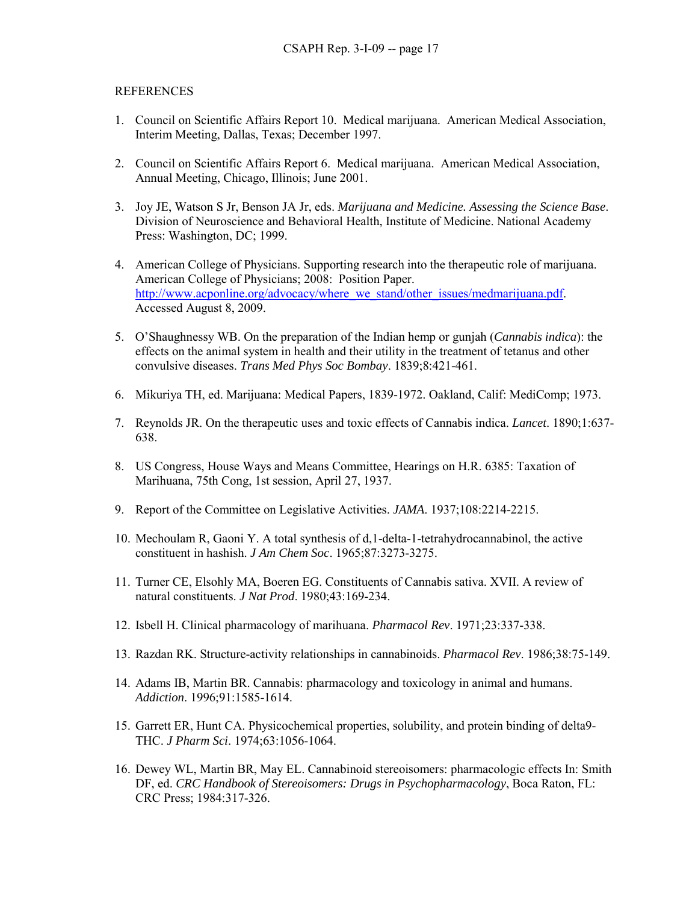## REFERENCES

1. Council on Scientific Affairs Report 10. Medical marijuana. American Medical Association, Interim Meeting, Dallas, Texas; December 1997.

2. Council on Scientific Affairs Report 6. Medical marijuana. American Medical Association, Annual Meeting, Chicago, Illinois; June 2001.

3. Joy JE, Watson S Jr, Benson JA Jr, eds. *Marijuana and Medicine. Assessing the Science Base*. Division of Neuroscience and Behavioral Health, Institute of Medicine. National Academy Press: Washington, DC; 1999.

4. American College of Physicians. Supporting research into the therapeutic role of marijuana. American College of Physicians; 2008: Position Paper. http://www.acponline.org/advocacy/where_we_stand/other_issues/medmarijuana.pdf. Accessed August 8, 2009.

5. O'Shaughnessy WB. On the preparation of the Indian hemp or gunjah (*Cannabis indica*): the effects on the animal system in health and their utility in the treatment of tetanus and other convulsive diseases. *Trans Med Phys Soc Bombay*. 1839;8:421-461.

6. Mikuriya TH, ed. Marijuana: Medical Papers, 1839-1972. Oakland, Calif: MediComp; 1973.

7. Reynolds JR. On the therapeutic uses and toxic effects of Cannabis indica. *Lancet*. 1890;1:637-638.

8. US Congress, House Ways and Means Committee, Hearings on H.R. 6385: Taxation of Marihuana, 75th Cong, 1st session, April 27, 1937.

9. Report of the Committee on Legislative Activities. *JAMA*. 1937;108:2214-2215.

10. Mechoulam R, Gaoni Y. A total synthesis of d,1-delta-1-tetrahydrocannabinol, the active constituent in hashish. *J Am Chem Soc*. 1965;87:3273-3275.

11. Turner CE, Elsohly MA, Boeren EG. Constituents of Cannabis sativa. XVII. A review of natural constituents. *J Nat Prod*. 1980;43:169-234.

12. Isbell H. Clinical pharmacology of marihuana. *Pharmacol Rev*. 1971;23:337-338.

13. Razdan RK. Structure-activity relationships in cannabinoids. *Pharmacol Rev*. 1986;38:75-149.

14. Adams IB, Martin BR. Cannabis: pharmacology and toxicology in animal and humans. *Addiction*. 1996;91:1585-1614.

15. Garrett ER, Hunt CA. Physicochemical properties, solubility, and protein binding of delta9-THC. *J Pharm Sci*. 1974;63:1056-1064.

16. Dewey WL, Martin BR, May EL. Cannabinoid stereoisomers: pharmacologic effects In: Smith DF, ed. *CRC Handbook of Stereoisomers: Drugs in Psychopharmacology*, Boca Raton, FL: CRC Press; 1984:317-326.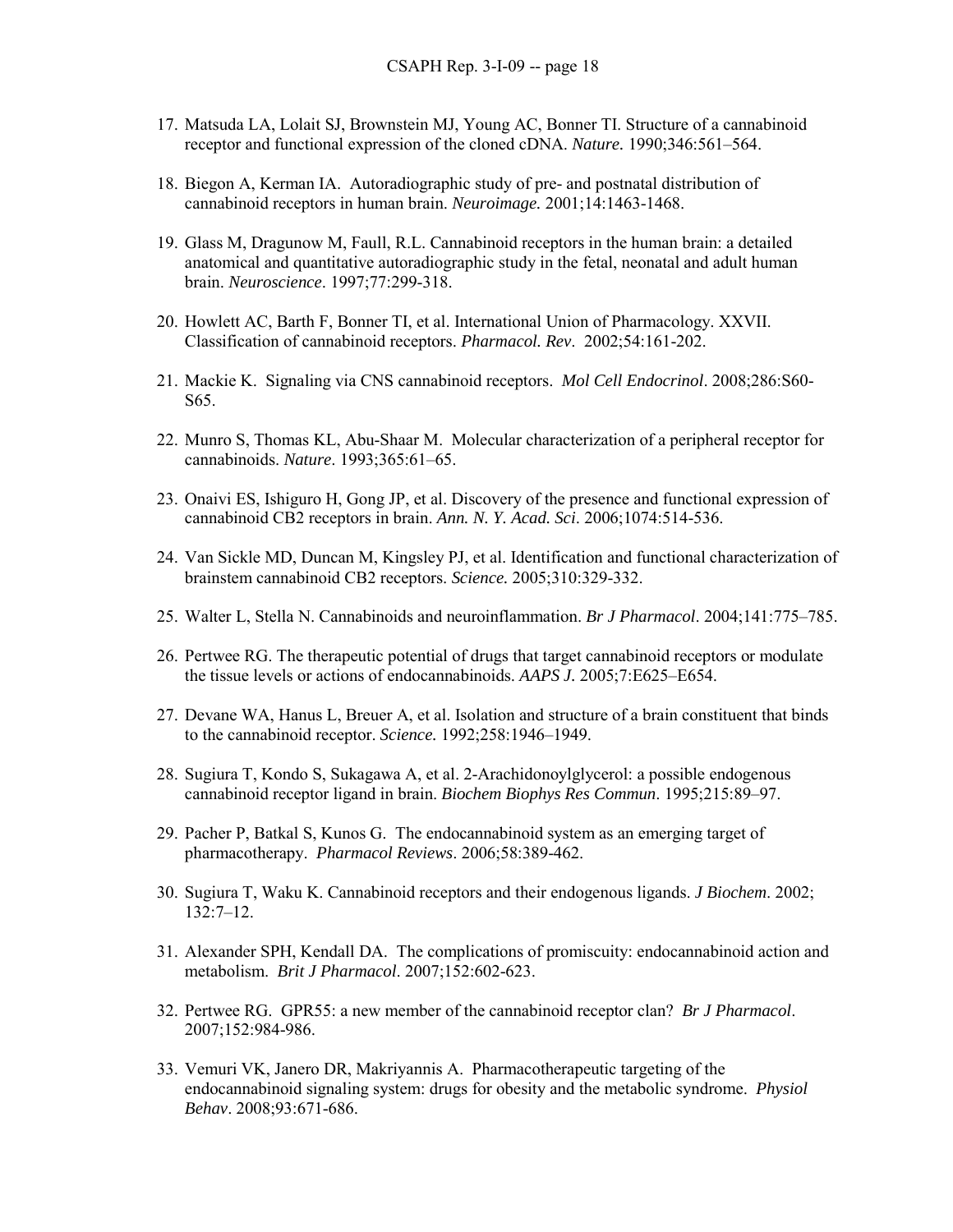17. Matsuda LA, Lolait SJ, Brownstein MJ, Young AC, Bonner TI. Structure of a cannabinoid receptor and functional expression of the cloned cDNA. *Nature.* 1990;346:561–564.

18. Biegon A, Kerman IA. Autoradiographic study of pre- and postnatal distribution of cannabinoid receptors in human brain. *Neuroimage.* 2001;14:1463-1468.

19. Glass M, Dragunow M, Faull, R.L. Cannabinoid receptors in the human brain: a detailed anatomical and quantitative autoradiographic study in the fetal, neonatal and adult human brain. *Neuroscience*. 1997;77:299-318.

20. Howlett AC, Barth F, Bonner TI, et al. International Union of Pharmacology. XXVII. Classification of cannabinoid receptors. *Pharmacol. Rev*. 2002;54:161-202.

21. Mackie K. Signaling via CNS cannabinoid receptors. *Mol Cell Endocrinol*. 2008;286:S60-S65.

22. Munro S, Thomas KL, Abu-Shaar M. Molecular characterization of a peripheral receptor for cannabinoids. *Nature*. 1993;365:61–65.

23. Onaivi ES, Ishiguro H, Gong JP, et al. Discovery of the presence and functional expression of cannabinoid CB2 receptors in brain. *Ann. N. Y. Acad. Sci*. 2006;1074:514-536.

24. Van Sickle MD, Duncan M, Kingsley PJ, et al. Identification and functional characterization of brainstem cannabinoid CB2 receptors. *Science.* 2005;310:329-332.

25. Walter L, Stella N. Cannabinoids and neuroinflammation. *Br J Pharmacol*. 2004;141:775–785.

26. Pertwee RG. The therapeutic potential of drugs that target cannabinoid receptors or modulate the tissue levels or actions of endocannabinoids. *AAPS J.* 2005;7:E625–E654.

27. Devane WA, Hanus L, Breuer A, et al. Isolation and structure of a brain constituent that binds to the cannabinoid receptor. *Science.* 1992;258:1946–1949.

28. Sugiura T, Kondo S, Sukagawa A, et al. 2-Arachidonoylglycerol: a possible endogenous cannabinoid receptor ligand in brain. *Biochem Biophys Res Commun*. 1995;215:89–97.

29. Pacher P, Batkal S, Kunos G. The endocannabinoid system as an emerging target of pharmacotherapy. *Pharmacol Reviews*. 2006;58:389-462.

30. Sugiura T, Waku K. Cannabinoid receptors and their endogenous ligands. *J Biochem*. 2002; 132:7–12.

31. Alexander SPH, Kendall DA. The complications of promiscuity: endocannabinoid action and metabolism. *Brit J Pharmacol*. 2007;152:602-623.

32. Pertwee RG. GPR55: a new member of the cannabinoid receptor clan? *Br J Pharmacol*. 2007;152:984-986.

33. Vemuri VK, Janero DR, Makriyannis A. Pharmacotherapeutic targeting of the endocannabinoid signaling system: drugs for obesity and the metabolic syndrome. *Physiol Behav*. 2008;93:671-686.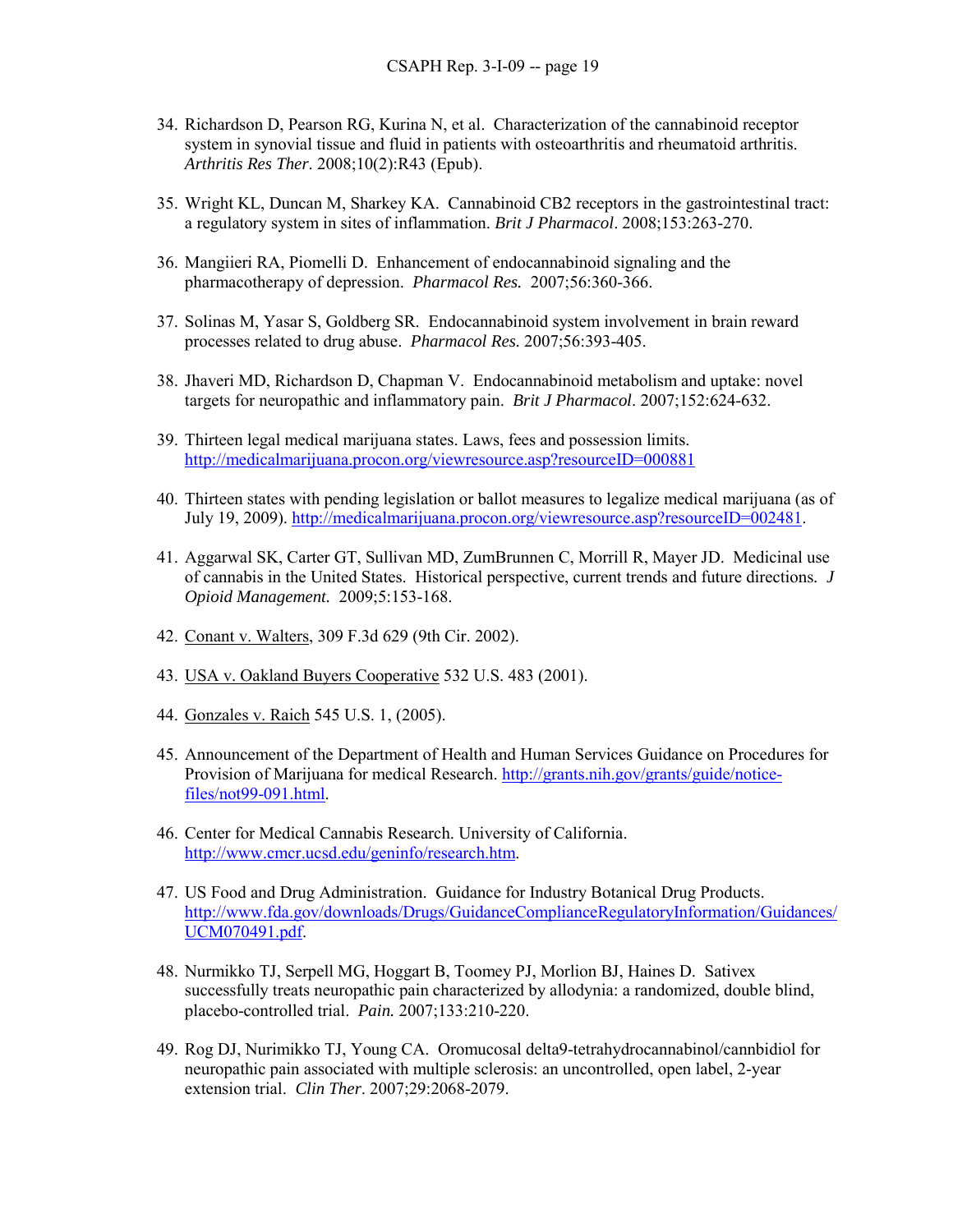34. Richardson D, Pearson RG, Kurina N, et al. Characterization of the cannabinoid receptor system in synovial tissue and fluid in patients with osteoarthritis and rheumatoid arthritis. *Arthritis Res Ther*. 2008;10(2):R43 (Epub).

35. Wright KL, Duncan M, Sharkey KA. Cannabinoid CB2 receptors in the gastrointestinal tract: a regulatory system in sites of inflammation. *Brit J Pharmacol*. 2008;153:263-270.

36. Mangiieri RA, Piomelli D. Enhancement of endocannabinoid signaling and the pharmacotherapy of depression. *Pharmacol Res.* 2007;56:360-366.

37. Solinas M, Yasar S, Goldberg SR. Endocannabinoid system involvement in brain reward processes related to drug abuse. *Pharmacol Res.* 2007;56:393-405.

38. Jhaveri MD, Richardson D, Chapman V. Endocannabinoid metabolism and uptake: novel targets for neuropathic and inflammatory pain. *Brit J Pharmacol*. 2007;152:624-632.

39. Thirteen legal medical marijuana states. Laws, fees and possession limits. http://medicalmarijuana.procon.org/viewresource.asp?resourceID=000881

40. Thirteen states with pending legislation or ballot measures to legalize medical marijuana (as of July 19, 2009). http://medicalmarijuana.procon.org/viewresource.asp?resourceID=002481.

41. Aggarwal SK, Carter GT, Sullivan MD, ZumBrunnen C, Morrill R, Mayer JD. Medicinal use of cannabis in the United States. Historical perspective, current trends and future directions. *J Opioid Management.* 2009;5:153-168.

42. Conant v. Walters, 309 F.3d 629 (9th Cir. 2002).

43. USA v. Oakland Buyers Cooperative 532 U.S. 483 (2001).

44. Gonzales v. Raich 545 U.S. 1, (2005).

45. Announcement of the Department of Health and Human Services Guidance on Procedures for Provision of Marijuana for medical Research. http://grants.nih.gov/grants/guide/notice-files/not99-091.html.

46. Center for Medical Cannabis Research. University of California. http://www.cmcr.ucsd.edu/geninfo/research.htm.

47. US Food and Drug Administration. Guidance for Industry Botanical Drug Products. http://www.fda.gov/downloads/Drugs/GuidanceComplianceRegulatoryInformation/Guidances/UCM070491.pdf.

48. Nurmikko TJ, Serpell MG, Hoggart B, Toomey PJ, Morlion BJ, Haines D. Sativex successfully treats neuropathic pain characterized by allodynia: a randomized, double blind, placebo-controlled trial. *Pain.* 2007;133:210-220.

49. Rog DJ, Nurimikko TJ, Young CA. Oromucosal delta9-tetrahydrocannabinol/cannbidiol for neuropathic pain associated with multiple sclerosis: an uncontrolled, open label, 2-year extension trial. *Clin Ther*. 2007;29:2068-2079.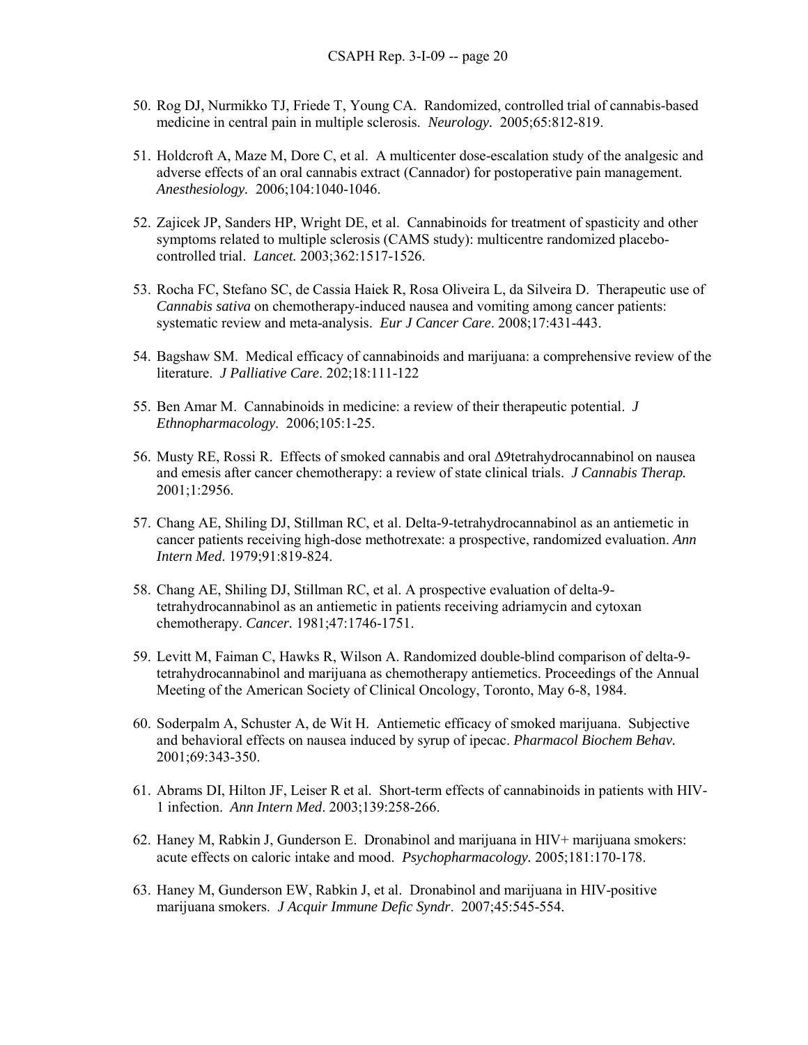50. Rog DJ, Nurmikko TJ, Friede T, Young CA. Randomized, controlled trial of cannabis-based medicine in central pain in multiple sclerosis. *Neurology.* 2005;65:812-819.

51. Holdcroft A, Maze M, Dore C, et al. A multicenter dose-escalation study of the analgesic and adverse effects of an oral cannabis extract (Cannador) for postoperative pain management. *Anesthesiology.* 2006;104:1040-1046.

52. Zajicek JP, Sanders HP, Wright DE, et al. Cannabinoids for treatment of spasticity and other symptoms related to multiple sclerosis (CAMS study): multicentre randomized placebo-controlled trial. *Lancet.* 2003;362:1517-1526.

53. Rocha FC, Stefano SC, de Cassia Haiek R, Rosa Oliveira L, da Silveira D. Therapeutic use of *Cannabis sativa* on chemotherapy-induced nausea and vomiting among cancer patients: systematic review and meta-analysis. *Eur J Cancer Care*. 2008;17:431-443.

54. Bagshaw SM. Medical efficacy of cannabinoids and marijuana: a comprehensive review of the literature. *J Palliative Care*. 202;18:111-122

55. Ben Amar M. Cannabinoids in medicine: a review of their therapeutic potential. *J Ethnopharmacology*. 2006;105:1-25.

56. Musty RE, Rossi R. Effects of smoked cannabis and oral Δ9tetrahydrocannabinol on nausea and emesis after cancer chemotherapy: a review of state clinical trials. *J Cannabis Therap.* 2001;1:2956.

57. Chang AE, Shiling DJ, Stillman RC, et al. Delta-9-tetrahydrocannabinol as an antiemetic in cancer patients receiving high-dose methotrexate: a prospective, randomized evaluation. *Ann Intern Med*. 1979;91:819-824.

58. Chang AE, Shiling DJ, Stillman RC, et al. A prospective evaluation of delta-9-tetrahydrocannabinol as an antiemetic in patients receiving adriamycin and cytoxan chemotherapy. *Cancer.* 1981;47:1746-1751.

59. Levitt M, Faiman C, Hawks R, Wilson A. Randomized double-blind comparison of delta-9-tetrahydrocannabinol and marijuana as chemotherapy antiemetics. Proceedings of the Annual Meeting of the American Society of Clinical Oncology, Toronto, May 6-8, 1984.

60. Soderpalm A, Schuster A, de Wit H. Antiemetic efficacy of smoked marijuana. Subjective and behavioral effects on nausea induced by syrup of ipecac. *Pharmacol Biochem Behav.* 2001;69:343-350.

61. Abrams DI, Hilton JF, Leiser R et al. Short-term effects of cannabinoids in patients with HIV-1 infection. *Ann Intern Med*. 2003;139:258-266.

62. Haney M, Rabkin J, Gunderson E. Dronabinol and marijuana in HIV+ marijuana smokers: acute effects on caloric intake and mood. *Psychopharmacology.* 2005;181:170-178.

63. Haney M, Gunderson EW, Rabkin J, et al. Dronabinol and marijuana in HIV-positive marijuana smokers. *J Acquir Immune Defic Syndr*. 2007;45:545-554.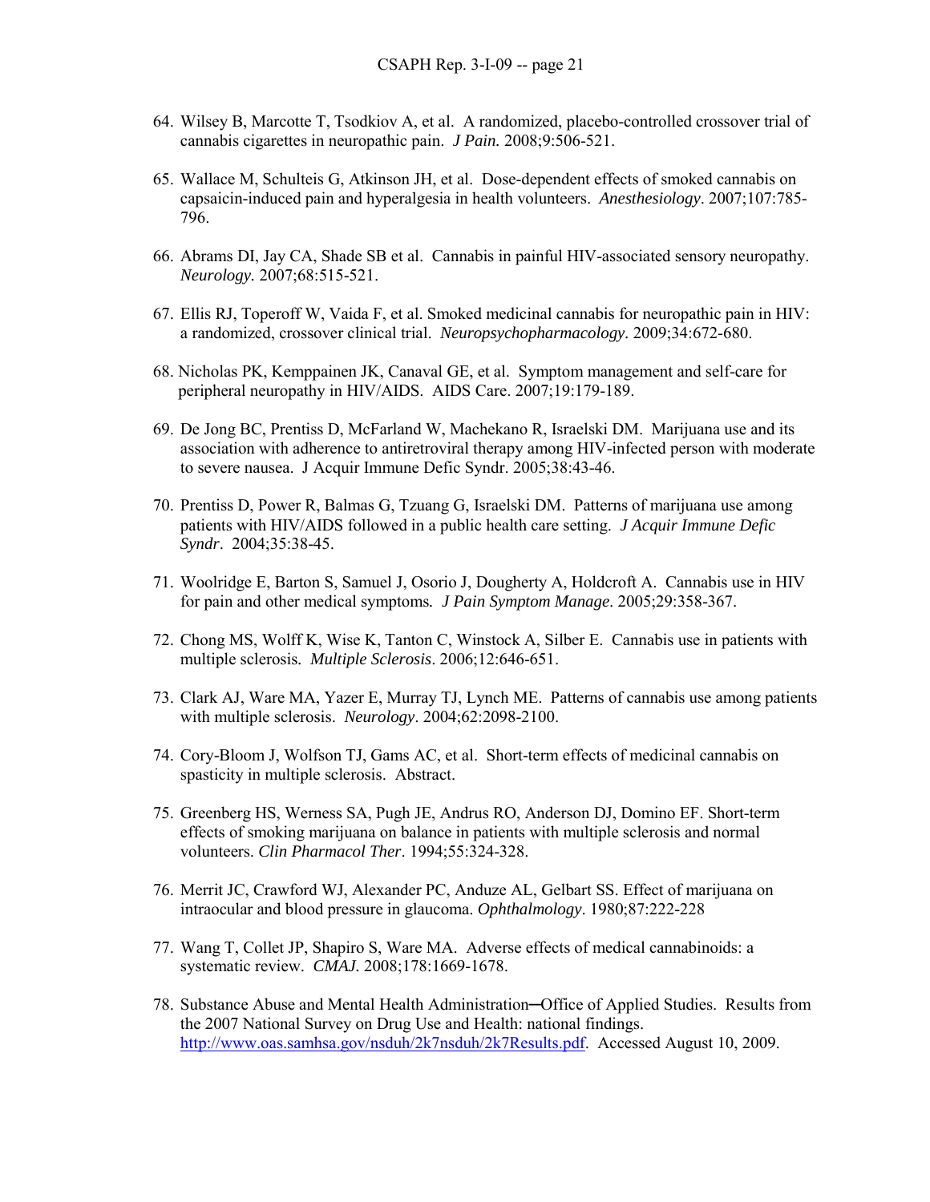64. Wilsey B, Marcotte T, Tsodkiov A, et al. A randomized, placebo-controlled crossover trial of cannabis cigarettes in neuropathic pain. *J Pain.* 2008;9:506-521.

65. Wallace M, Schulteis G, Atkinson JH, et al. Dose-dependent effects of smoked cannabis on capsaicin-induced pain and hyperalgesia in health volunteers. *Anesthesiology*. 2007;107:785-796.

66. Abrams DI, Jay CA, Shade SB et al. Cannabis in painful HIV-associated sensory neuropathy. *Neurology.* 2007;68:515-521.

67. Ellis RJ, Toperoff W, Vaida F, et al. Smoked medicinal cannabis for neuropathic pain in HIV: a randomized, crossover clinical trial. *Neuropsychopharmacology*. 2009;34:672-680.

68. Nicholas PK, Kemppainen JK, Canaval GE, et al. Symptom management and self-care for peripheral neuropathy in HIV/AIDS. AIDS Care. 2007;19:179-189.

69. De Jong BC, Prentiss D, McFarland W, Machekano R, Israelski DM. Marijuana use and its association with adherence to antiretroviral therapy among HIV-infected person with moderate to severe nausea. J Acquir Immune Defic Syndr. 2005;38:43-46.

70. Prentiss D, Power R, Balmas G, Tzuang G, Israelski DM. Patterns of marijuana use among patients with HIV/AIDS followed in a public health care setting. *J Acquir Immune Defic Syndr*. 2004;35:38-45.

71. Woolridge E, Barton S, Samuel J, Osorio J, Dougherty A, Holdcroft A. Cannabis use in HIV for pain and other medical symptoms. *J Pain Symptom Manage*. 2005;29:358-367.

72. Chong MS, Wolff K, Wise K, Tanton C, Winstock A, Silber E. Cannabis use in patients with multiple sclerosis. *Multiple Sclerosis*. 2006;12:646-651.

73. Clark AJ, Ware MA, Yazer E, Murray TJ, Lynch ME. Patterns of cannabis use among patients with multiple sclerosis. *Neurology*. 2004;62:2098-2100.

74. Cory-Bloom J, Wolfson TJ, Gams AC, et al. Short-term effects of medicinal cannabis on spasticity in multiple sclerosis. Abstract.

75. Greenberg HS, Werness SA, Pugh JE, Andrus RO, Anderson DJ, Domino EF. Short-term effects of smoking marijuana on balance in patients with multiple sclerosis and normal volunteers. *Clin Pharmacol Ther*. 1994;55:324-328.

76. Merrit JC, Crawford WJ, Alexander PC, Anduze AL, Gelbart SS. Effect of marijuana on intraocular and blood pressure in glaucoma. *Ophthalmology*. 1980;87:222-228

77. Wang T, Collet JP, Shapiro S, Ware MA. Adverse effects of medical cannabinoids: a systematic review. *CMAJ.* 2008;178:1669-1678.

78. Substance Abuse and Mental Health Administration─Office of Applied Studies. Results from the 2007 National Survey on Drug Use and Health: national findings. http://www.oas.samhsa.gov/nsduh/2k7nsduh/2k7Results.pdf. Accessed August 10, 2009.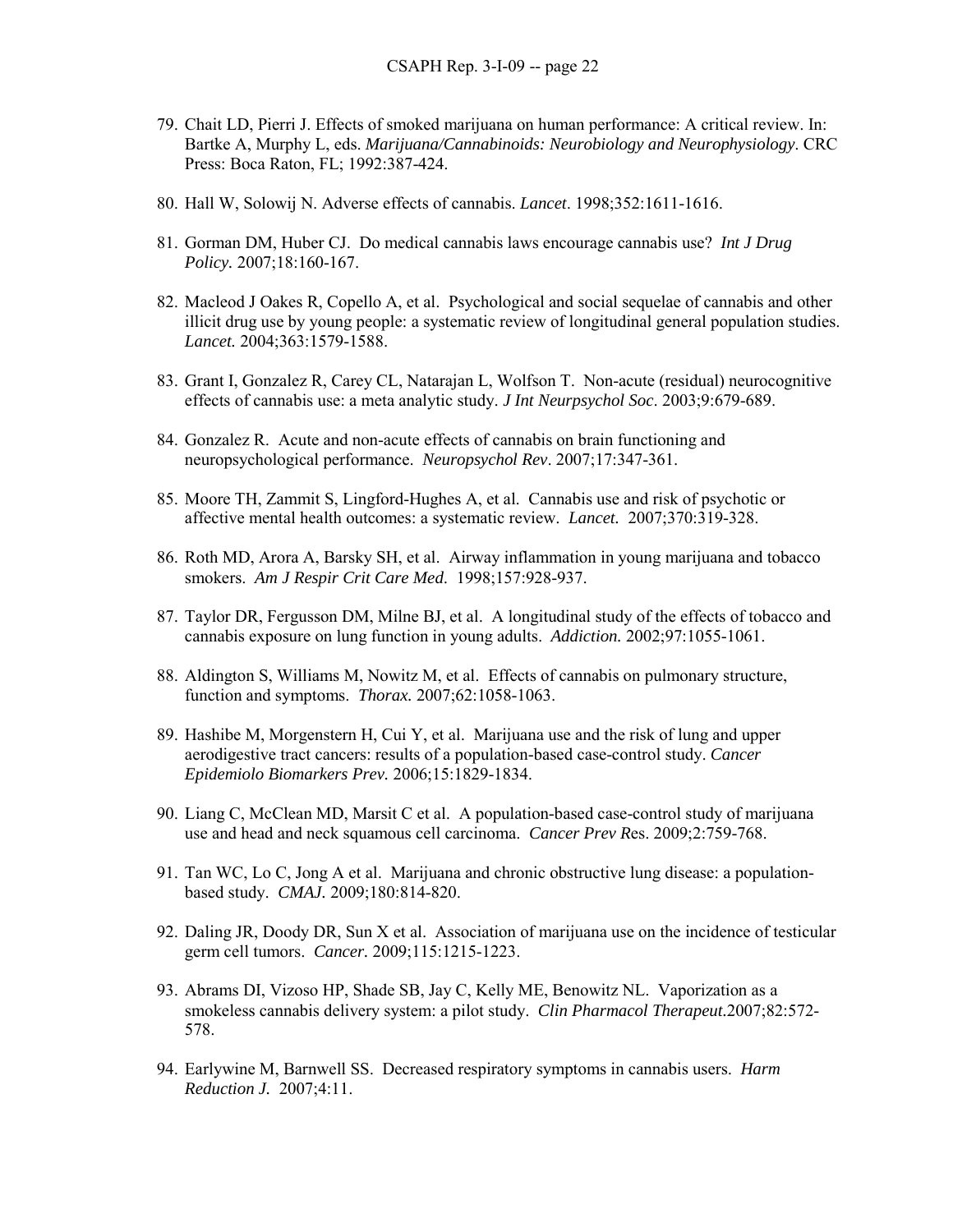79. Chait LD, Pierri J. Effects of smoked marijuana on human performance: A critical review. In: Bartke A, Murphy L, eds. *Marijuana/Cannabinoids: Neurobiology and Neurophysiology*. CRC Press: Boca Raton, FL; 1992:387-424.

80. Hall W, Solowij N. Adverse effects of cannabis. *Lancet*. 1998;352:1611-1616.

81. Gorman DM, Huber CJ. Do medical cannabis laws encourage cannabis use? *Int J Drug Policy.* 2007;18:160-167.

82. Macleod J Oakes R, Copello A, et al. Psychological and social sequelae of cannabis and other illicit drug use by young people: a systematic review of longitudinal general population studies. *Lancet.* 2004;363:1579-1588.

83. Grant I, Gonzalez R, Carey CL, Natarajan L, Wolfson T. Non-acute (residual) neurocognitive effects of cannabis use: a meta analytic study. *J Int Neurpsychol Soc*. 2003;9:679-689.

84. Gonzalez R. Acute and non-acute effects of cannabis on brain functioning and neuropsychological performance. *Neuropsychol Rev*. 2007;17:347-361.

85. Moore TH, Zammit S, Lingford-Hughes A, et al. Cannabis use and risk of psychotic or affective mental health outcomes: a systematic review. *Lancet.* 2007;370:319-328.

86. Roth MD, Arora A, Barsky SH, et al. Airway inflammation in young marijuana and tobacco smokers. *Am J Respir Crit Care Med*. 1998;157:928-937.

87. Taylor DR, Fergusson DM, Milne BJ, et al. A longitudinal study of the effects of tobacco and cannabis exposure on lung function in young adults. *Addiction.* 2002;97:1055-1061.

88. Aldington S, Williams M, Nowitz M, et al. Effects of cannabis on pulmonary structure, function and symptoms. *Thorax.* 2007;62:1058-1063.

89. Hashibe M, Morgenstern H, Cui Y, et al. Marijuana use and the risk of lung and upper aerodigestive tract cancers: results of a population-based case-control study. *Cancer Epidemiolo Biomarkers Prev.* 2006;15:1829-1834.

90. Liang C, McClean MD, Marsit C et al. A population-based case-control study of marijuana use and head and neck squamous cell carcinoma. *Cancer Prev Re*s. 2009;2:759-768.

91. Tan WC, Lo C, Jong A et al. Marijuana and chronic obstructive lung disease: a population-based study. *CMAJ.* 2009;180:814-820.

92. Daling JR, Doody DR, Sun X et al. Association of marijuana use on the incidence of testicular germ cell tumors. *Cancer.* 2009;115:1215-1223.

93. Abrams DI, Vizoso HP, Shade SB, Jay C, Kelly ME, Benowitz NL. Vaporization as a smokeless cannabis delivery system: a pilot study. *Clin Pharmacol Therapeut.*2007;82:572-578.

94. Earlywine M, Barnwell SS. Decreased respiratory symptoms in cannabis users. *Harm Reduction J.* 2007;4:11.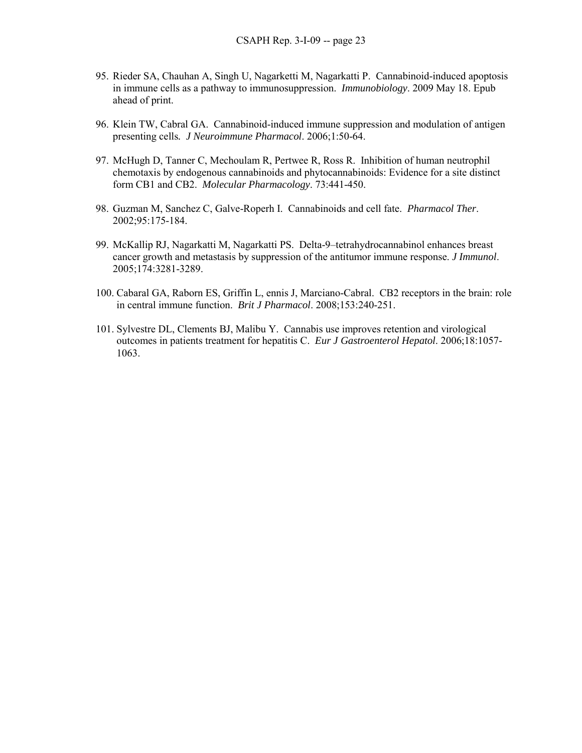95. Rieder SA, Chauhan A, Singh U, Nagarketti M, Nagarkatti P. Cannabinoid-induced apoptosis in immune cells as a pathway to immunosuppression. *Immunobiology*. 2009 May 18. Epub ahead of print.

96. Klein TW, Cabral GA. Cannabinoid-induced immune suppression and modulation of antigen presenting cells. *J Neuroimmune Pharmacol*. 2006;1:50-64.

97. McHugh D, Tanner C, Mechoulam R, Pertwee R, Ross R. Inhibition of human neutrophil chemotaxis by endogenous cannabinoids and phytocannabinoids: Evidence for a site distinct form CB1 and CB2. *Molecular Pharmacology*. 73:441-450.

98. Guzman M, Sanchez C, Galve-Roperh I. Cannabinoids and cell fate. *Pharmacol Ther*. 2002;95:175-184.

99. McKallip RJ, Nagarkatti M, Nagarkatti PS. Delta-9–tetrahydrocannabinol enhances breast cancer growth and metastasis by suppression of the antitumor immune response. *J Immunol*. 2005;174:3281-3289.

100. Cabaral GA, Raborn ES, Griffin L, ennis J, Marciano-Cabral. CB2 receptors in the brain: role in central immune function. *Brit J Pharmacol*. 2008;153:240-251.

101. Sylvestre DL, Clements BJ, Malibu Y. Cannabis use improves retention and virological outcomes in patients treatment for hepatitis C. *Eur J Gastroenterol Hepatol*. 2006;18:1057-1063.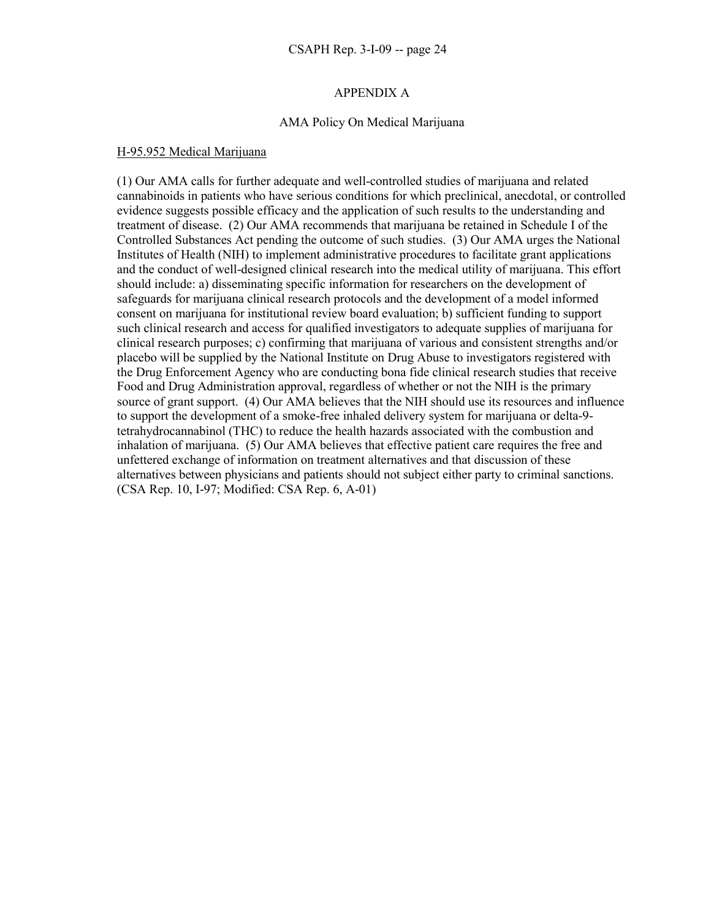## APPENDIX A

### AMA Policy On Medical Marijuana

H-95.952 Medical Marijuana

(1) Our AMA calls for further adequate and well-controlled studies of marijuana and related cannabinoids in patients who have serious conditions for which preclinical, anecdotal, or controlled evidence suggests possible efficacy and the application of such results to the understanding and treatment of disease. (2) Our AMA recommends that marijuana be retained in Schedule I of the Controlled Substances Act pending the outcome of such studies. (3) Our AMA urges the National Institutes of Health (NIH) to implement administrative procedures to facilitate grant applications and the conduct of well-designed clinical research into the medical utility of marijuana. This effort should include: a) disseminating specific information for researchers on the development of safeguards for marijuana clinical research protocols and the development of a model informed consent on marijuana for institutional review board evaluation; b) sufficient funding to support such clinical research and access for qualified investigators to adequate supplies of marijuana for clinical research purposes; c) confirming that marijuana of various and consistent strengths and/or placebo will be supplied by the National Institute on Drug Abuse to investigators registered with the Drug Enforcement Agency who are conducting bona fide clinical research studies that receive Food and Drug Administration approval, regardless of whether or not the NIH is the primary source of grant support. (4) Our AMA believes that the NIH should use its resources and influence to support the development of a smoke-free inhaled delivery system for marijuana or delta-9-tetrahydrocannabinol (THC) to reduce the health hazards associated with the combustion and inhalation of marijuana. (5) Our AMA believes that effective patient care requires the free and unfettered exchange of information on treatment alternatives and that discussion of these alternatives between physicians and patients should not subject either party to criminal sanctions. (CSA Rep. 10, I-97; Modified: CSA Rep. 6, A-01)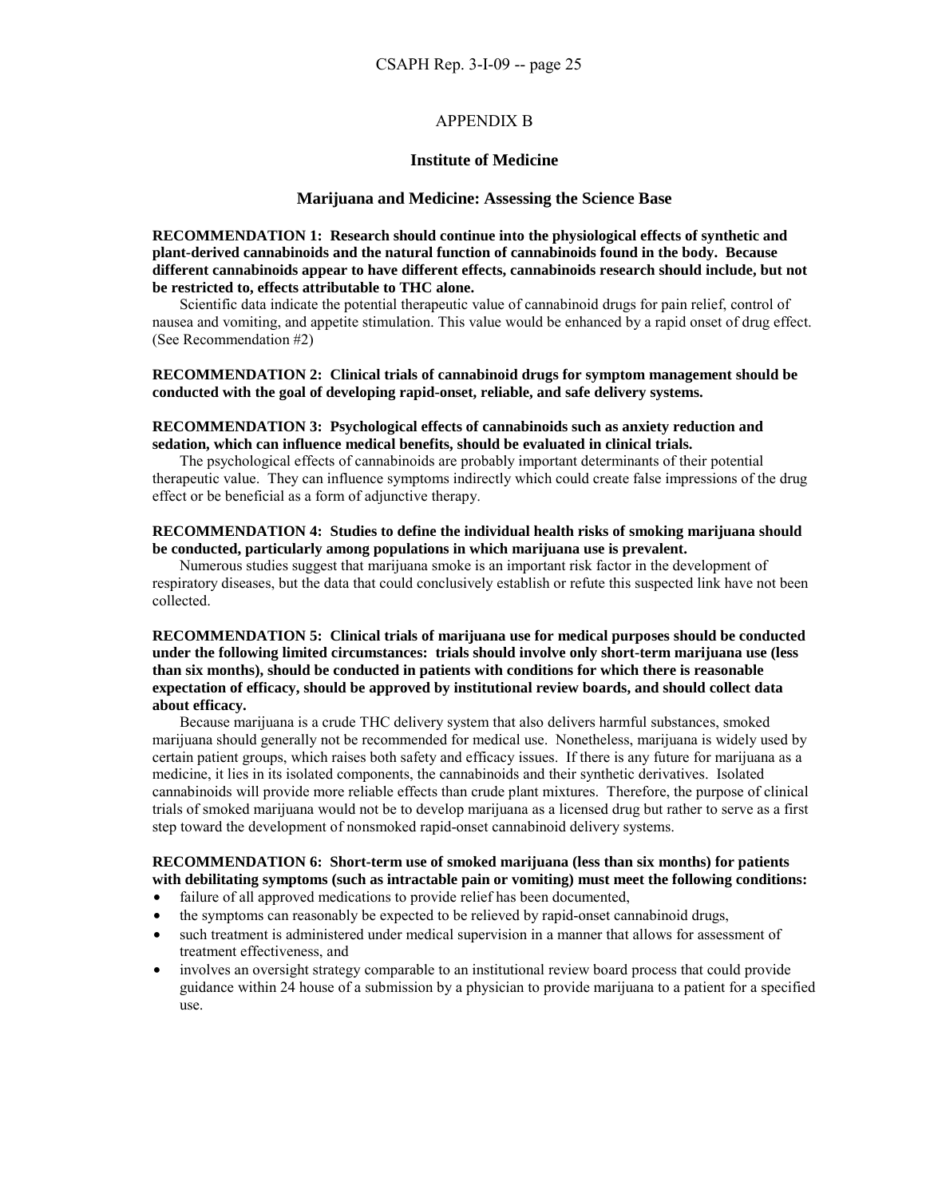# APPENDIX B

## Institute of Medicine

### Marijuana and Medicine: Assessing the Science Base

**RECOMMENDATION 1: Research should continue into the physiological effects of synthetic and plant-derived cannabinoids and the natural function of cannabinoids found in the body. Because different cannabinoids appear to have different effects, cannabinoids research should include, but not be restricted to, effects attributable to THC alone.**

Scientific data indicate the potential therapeutic value of cannabinoid drugs for pain relief, control of nausea and vomiting, and appetite stimulation. This value would be enhanced by a rapid onset of drug effect. (See Recommendation #2)

**RECOMMENDATION 2: Clinical trials of cannabinoid drugs for symptom management should be conducted with the goal of developing rapid-onset, reliable, and safe delivery systems.**

**RECOMMENDATION 3: Psychological effects of cannabinoids such as anxiety reduction and sedation, which can influence medical benefits, should be evaluated in clinical trials.**

The psychological effects of cannabinoids are probably important determinants of their potential therapeutic value. They can influence symptoms indirectly which could create false impressions of the drug effect or be beneficial as a form of adjunctive therapy.

**RECOMMENDATION 4: Studies to define the individual health risks of smoking marijuana should be conducted, particularly among populations in which marijuana use is prevalent.**

Numerous studies suggest that marijuana smoke is an important risk factor in the development of respiratory diseases, but the data that could conclusively establish or refute this suspected link have not been collected.

**RECOMMENDATION 5: Clinical trials of marijuana use for medical purposes should be conducted under the following limited circumstances: trials should involve only short-term marijuana use (less than six months), should be conducted in patients with conditions for which there is reasonable expectation of efficacy, should be approved by institutional review boards, and should collect data about efficacy.**

Because marijuana is a crude THC delivery system that also delivers harmful substances, smoked marijuana should generally not be recommended for medical use. Nonetheless, marijuana is widely used by certain patient groups, which raises both safety and efficacy issues. If there is any future for marijuana as a medicine, it lies in its isolated components, the cannabinoids and their synthetic derivatives. Isolated cannabinoids will provide more reliable effects than crude plant mixtures. Therefore, the purpose of clinical trials of smoked marijuana would not be to develop marijuana as a licensed drug but rather to serve as a first step toward the development of nonsmoked rapid-onset cannabinoid delivery systems.

**RECOMMENDATION 6: Short-term use of smoked marijuana (less than six months) for patients with debilitating symptoms (such as intractable pain or vomiting) must meet the following conditions:**

- failure of all approved medications to provide relief has been documented,
- the symptoms can reasonably be expected to be relieved by rapid-onset cannabinoid drugs,
- such treatment is administered under medical supervision in a manner that allows for assessment of treatment effectiveness, and
- involves an oversight strategy comparable to an institutional review board process that could provide guidance within 24 house of a submission by a physician to provide marijuana to a patient for a specified use.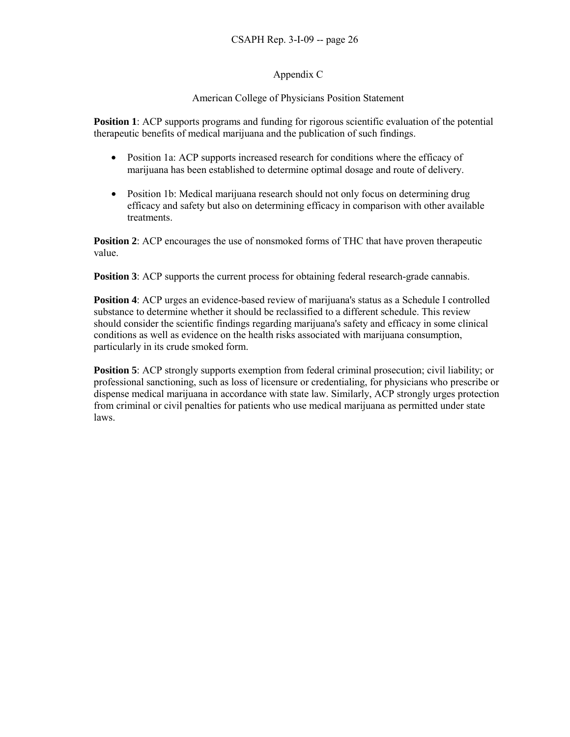## Appendix C

### American College of Physicians Position Statement

**Position 1**: ACP supports programs and funding for rigorous scientific evaluation of the potential therapeutic benefits of medical marijuana and the publication of such findings.

- Position 1a: ACP supports increased research for conditions where the efficacy of marijuana has been established to determine optimal dosage and route of delivery.
- Position 1b: Medical marijuana research should not only focus on determining drug efficacy and safety but also on determining efficacy in comparison with other available treatments.

**Position 2**: ACP encourages the use of nonsmoked forms of THC that have proven therapeutic value.

**Position 3**: ACP supports the current process for obtaining federal research-grade cannabis.

**Position 4**: ACP urges an evidence-based review of marijuana's status as a Schedule I controlled substance to determine whether it should be reclassified to a different schedule. This review should consider the scientific findings regarding marijuana's safety and efficacy in some clinical conditions as well as evidence on the health risks associated with marijuana consumption, particularly in its crude smoked form.

**Position 5**: ACP strongly supports exemption from federal criminal prosecution; civil liability; or professional sanctioning, such as loss of licensure or credentialing, for physicians who prescribe or dispense medical marijuana in accordance with state law. Similarly, ACP strongly urges protection from criminal or civil penalties for patients who use medical marijuana as permitted under state laws.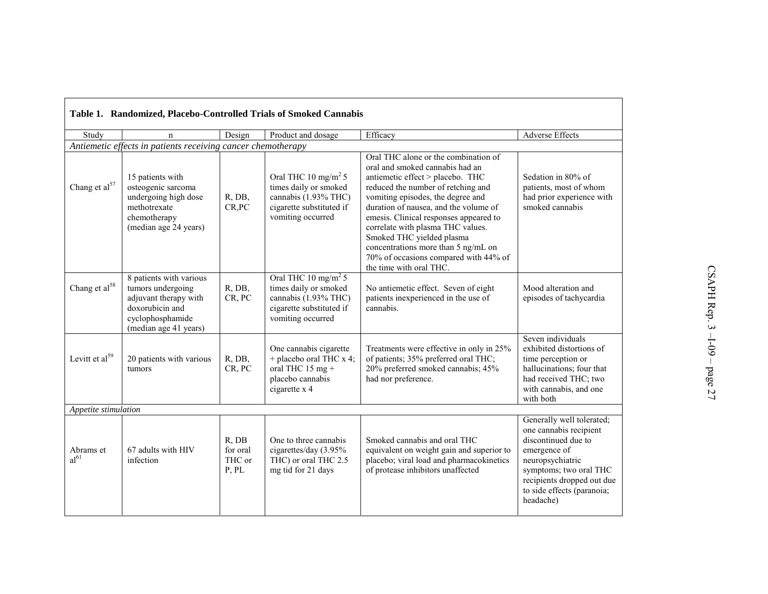**Table 1. Randomized, Placebo-Controlled Trials of Smoked Cannabis**

| Study | n | Design | Product and dosage | Efficacy | Adverse Effects |
|---|---|---|---|---|---|
| *Antiemetic effects in patients receiving cancer chemotherapy* | | | | | |
| Chang et al[57] | 15 patients with osteogenic sarcoma undergoing high dose methotrexate chemotherapy (median age 24 years) | R, DB, CR,PC | Oral THC 10 $mg/m^2$ 5 times daily or smoked cannabis (1.93% THC) cigarette substituted if vomiting occurred | Oral THC alone or the combination of oral and smoked cannabis had an antiemetic effect > placebo. THC reduced the number of retching and vomiting episodes, the degree and duration of nausea, and the volume of emesis. Clinical responses appeared to correlate with plasma THC values. Smoked THC yielded plasma concentrations more than 5 ng/mL on 70% of occasions compared with 44% of the time with oral THC. | Sedation in 80% of patients, most of whom had prior experience with smoked cannabis |
| Chang et al[58] | 8 patients with various tumors undergoing adjuvant therapy with doxorubicin and cyclophosphamide (median age 41 years) | R, DB, CR, PC | Oral THC 10 $mg/m^2$ 5 times daily or smoked cannabis (1.93% THC) cigarette substituted if vomiting occurred | No antiemetic effect. Seven of eight patients inexperienced in the use of cannabis. | Mood alteration and episodes of tachycardia |
| Levitt et al[59] | 20 patients with various tumors | R, DB, CR, PC | One cannabis cigarette + placebo oral THC x 4; oral THC 15 mg + placebo cannabis cigarette x 4 | Treatments were effective in only in 25% of patients; 35% preferred oral THC; 20% preferred smoked cannabis; 45% had nor preference. | Seven individuals exhibited distortions of time perception or hallucinations; four that had received THC; two with cannabis, and one with both |
| *Appetite stimulation* | | | | | |
| Abrams et al[61] | 67 adults with HIV infection | R, DB for oral THC or P, PL | One to three cannabis cigarettes/day (3.95% THC) or oral THC 2.5 mg tid for 21 days | Smoked cannabis and oral THC equivalent on weight gain and superior to placebo; viral load and pharmacokinetics of protease inhibitors unaffected | Generally well tolerated; one cannabis recipient discontinued due to emergence of neuropsychiatric symptoms; two oral THC recipients dropped out due to side effects (paranoia; headache) |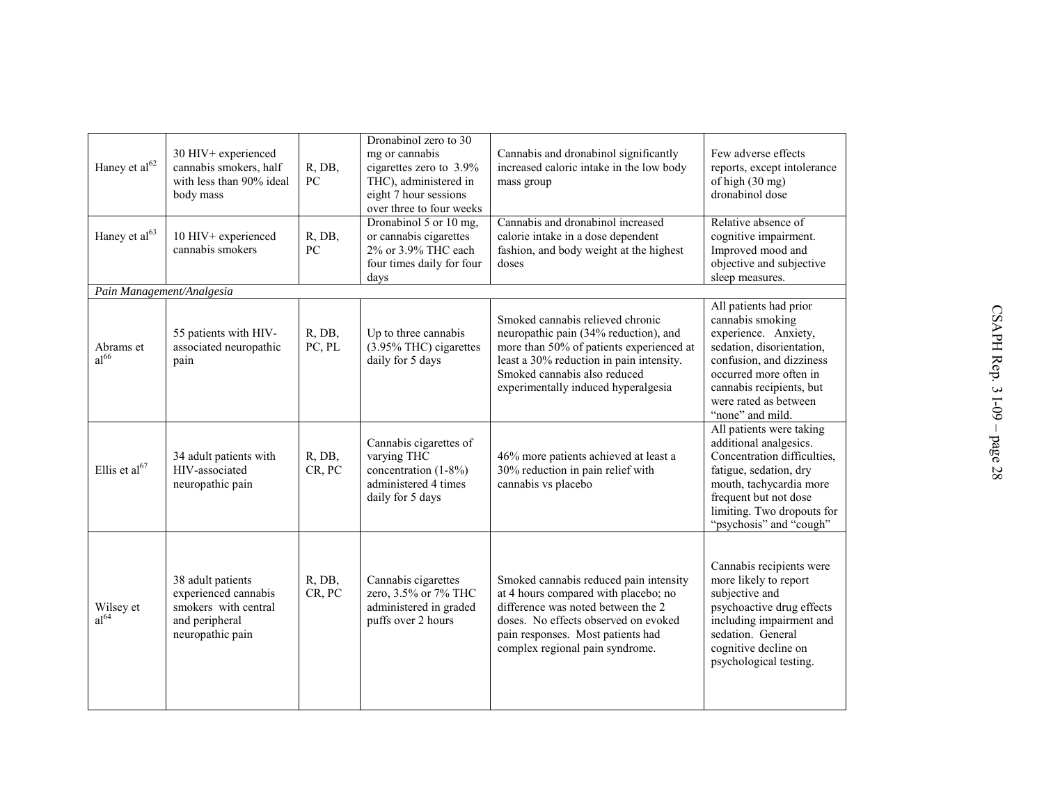| | | | | | |
|---|---|---|---|---|---|
| Haney et al[62] | 30 HIV+ experienced cannabis smokers, half with less than 90% ideal body mass | R, DB, PC | Dronabinol zero to 30 mg or cannabis cigarettes zero to 3.9% THC), administered in eight 7 hour sessions over three to four weeks | Cannabis and dronabinol significantly increased caloric intake in the low body mass group | Few adverse effects reports, except intolerance of high (30 mg) dronabinol dose |
| Haney et al[63] | 10 HIV+ experienced cannabis smokers | R, DB, PC | Dronabinol 5 or 10 mg, or cannabis cigarettes 2% or 3.9% THC each four times daily for four days | Cannabis and dronabinol increased calorie intake in a dose dependent fashion, and body weight at the highest doses | Relative absence of cognitive impairment. Improved mood and objective and subjective sleep measures. |
| *Pain Management/Analgesia* | | | | | |
| Abrams et al[66] | 55 patients with HIV-associated neuropathic pain | R, DB, PC, PL | Up to three cannabis (3.95% THC) cigarettes daily for 5 days | Smoked cannabis relieved chronic neuropathic pain (34% reduction), and more than 50% of patients experienced at least a 30% reduction in pain intensity. Smoked cannabis also reduced experimentally induced hyperalgesia | All patients had prior cannabis smoking experience. Anxiety, sedation, disorientation, confusion, and dizziness occurred more often in cannabis recipients, but were rated as between "none" and mild. |
| Ellis et al[67] | 34 adult patients with HIV-associated neuropathic pain | R, DB, CR, PC | Cannabis cigarettes of varying THC concentration (1-8%) administered 4 times daily for 5 days | 46% more patients achieved at least a 30% reduction in pain relief with cannabis vs placebo | All patients were taking additional analgesics. Concentration difficulties, fatigue, sedation, dry mouth, tachycardia more frequent but not dose limiting. Two dropouts for "psychosis" and "cough" |
| Wilsey et al[64] | 38 adult patients experienced cannabis smokers with central and peripheral neuropathic pain | R, DB, CR, PC | Cannabis cigarettes zero, 3.5% or 7% THC administered in graded puffs over 2 hours | Smoked cannabis reduced pain intensity at 4 hours compared with placebo; no difference was noted between the 2 doses. No effects observed on evoked pain responses. Most patients had complex regional pain syndrome. | Cannabis recipients were more likely to report subjective and psychoactive drug effects including impairment and sedation. General cognitive decline on psychological testing. |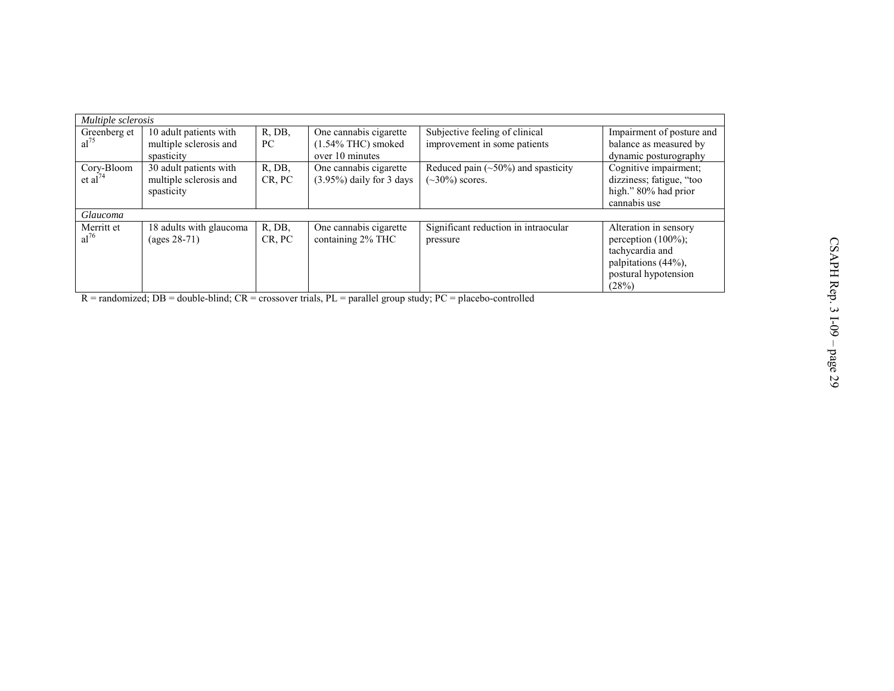| | | | | | |
|---|---|---|---|---|---|
| *Multiple sclerosis* | | | | | |
| Greenberg et al[75] | 10 adult patients with multiple sclerosis and spasticity | R, DB, PC | One cannabis cigarette (1.54% THC) smoked over 10 minutes | Subjective feeling of clinical improvement in some patients | Impairment of posture and balance as measured by dynamic posturography |
| Cory-Bloom et al[74] | 30 adult patients with multiple sclerosis and spasticity | R, DB, CR, PC | One cannabis cigarette (3.95%) daily for 3 days | Reduced pain (~50%) and spasticity (~30%) scores. | Cognitive impairment; dizziness; fatigue, "too high." 80% had prior cannabis use |
| *Glaucoma* | | | | | |
| Merritt et al[76] | 18 adults with glaucoma (ages 28-71) | R, DB, CR, PC | One cannabis cigarette containing 2% THC | Significant reduction in intraocular pressure | Alteration in sensory perception (100%); tachycardia and palpitations (44%), postural hypotension (28%) |

R = randomized; DB = double-blind; CR = crossover trials, PL = parallel group study; PC = placebo-controlled